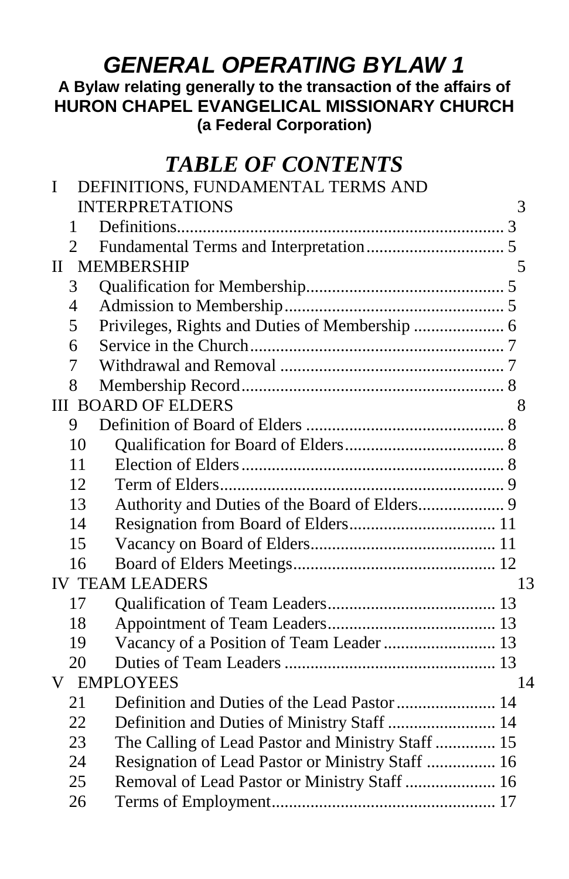# *GENERAL OPERATING BYLAW 1*

**A Bylaw relating generally to the transaction of the affairs of**
**HURON CHAPEL EVANGELICAL MISSIONARY CHURCH**
**(a Federal Corporation)**

## *TABLE OF CONTENTS*

I DEFINITIONS, FUNDAMENTAL TERMS AND INTERPRETATIONS 3
- 1 Definitions 3
- 2 Fundamental Terms and Interpretation 5

II MEMBERSHIP 5
- 3 Qualification for Membership 5
- 4 Admission to Membership 5
- 5 Privileges, Rights and Duties of Membership 6
- 6 Service in the Church 7
- 7 Withdrawal and Removal 7
- 8 Membership Record 8

III BOARD OF ELDERS 8
- 9 Definition of Board of Elders 8
- 10 Qualification for Board of Elders 8
- 11 Election of Elders 8
- 12 Term of Elders 9
- 13 Authority and Duties of the Board of Elders 9
- 14 Resignation from Board of Elders 11
- 15 Vacancy on Board of Elders 11
- 16 Board of Elders Meetings 12

IV TEAM LEADERS 13
- 17 Qualification of Team Leaders 13
- 18 Appointment of Team Leaders 13
- 19 Vacancy of a Position of Team Leader 13
- 20 Duties of Team Leaders 13

V EMPLOYEES 14
- 21 Definition and Duties of the Lead Pastor 14
- 22 Definition and Duties of Ministry Staff 14
- 23 The Calling of Lead Pastor and Ministry Staff 15
- 24 Resignation of Lead Pastor or Ministry Staff 16
- 25 Removal of Lead Pastor or Ministry Staff 16
- 26 Terms of Employment 17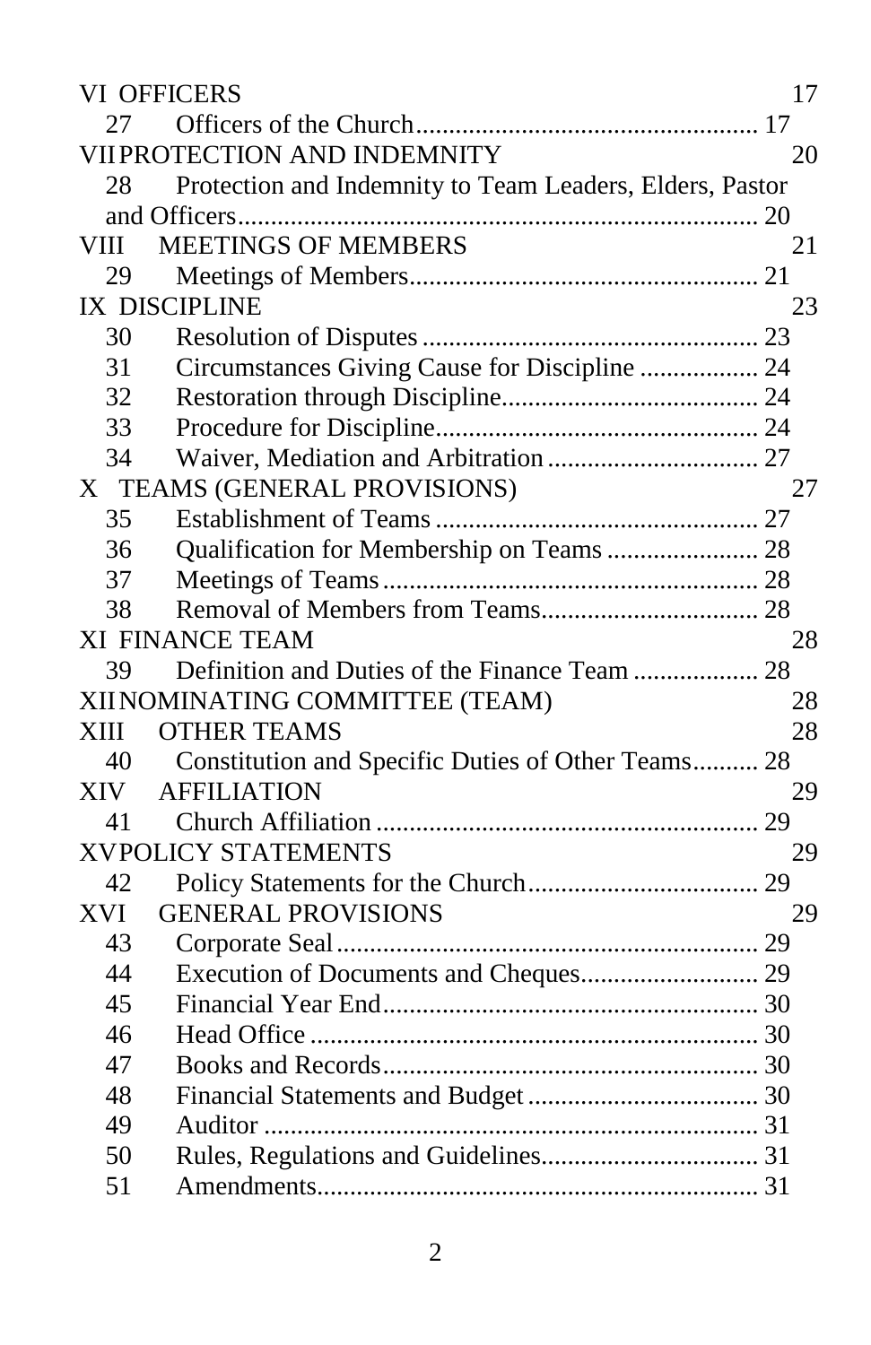VI OFFICERS 17

27 Officers of the Church .................................................. 17

VII PROTECTION AND INDEMNITY 20

28 Protection and Indemnity to Team Leaders, Elders, Pastor and Officers ............................................................. 20

VIII MEETINGS OF MEMBERS 21

29 Meetings of Members .................................................... 21

IX DISCIPLINE 23

30 Resolution of Disputes .................................................. 23

31 Circumstances Giving Cause for Discipline .................. 24

32 Restoration through Discipline ...................................... 24

33 Procedure for Discipline ................................................ 24

34 Waiver, Mediation and Arbitration ................................ 27

X TEAMS (GENERAL PROVISIONS) 27

35 Establishment of Teams ................................................ 27

36 Qualification for Membership on Teams ....................... 28

37 Meetings of Teams ......................................................... 28

38 Removal of Members from Teams ................................. 28

XI FINANCE TEAM 28

39 Definition and Duties of the Finance Team ................... 28

XII NOMINATING COMMITTEE (TEAM) 28

XIII OTHER TEAMS 28

40 Constitution and Specific Duties of Other Teams .......... 28

XIV AFFILIATION 29

41 Church Affiliation .......................................................... 29

XV POLICY STATEMENTS 29

42 Policy Statements for the Church .................................. 29

XVI GENERAL PROVISIONS 29

43 Corporate Seal ................................................................ 29

44 Execution of Documents and Cheques ........................... 29

45 Financial Year End ......................................................... 30

46 Head Office .................................................................... 30

47 Books and Records ......................................................... 30

48 Financial Statements and Budget ................................... 30

49 Auditor ........................................................................... 31

50 Rules, Regulations and Guidelines ................................. 31

51 Amendments .................................................................. 31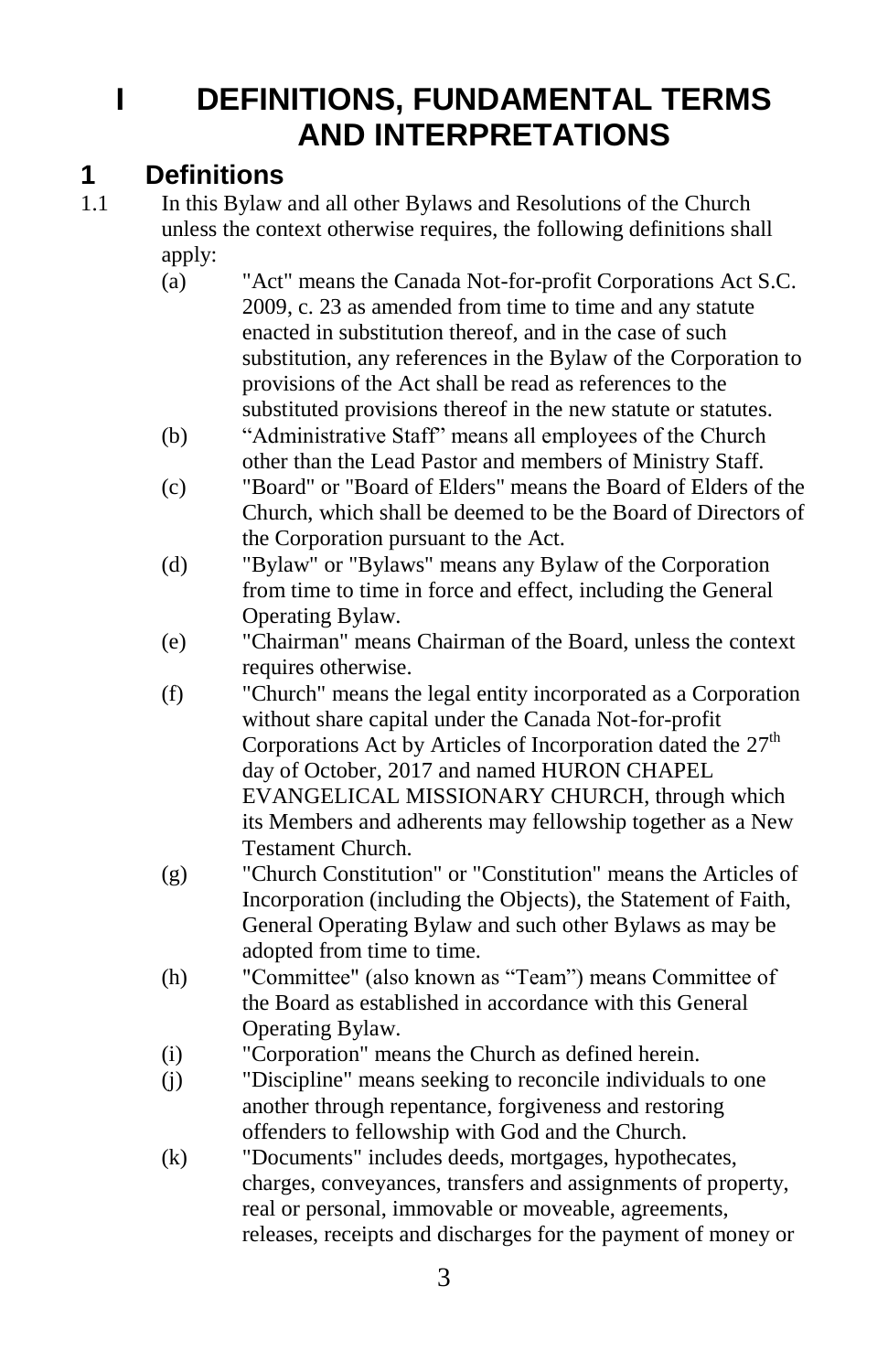# I DEFINITIONS, FUNDAMENTAL TERMS AND INTERPRETATIONS

## 1 Definitions

1.1 In this Bylaw and all other Bylaws and Resolutions of the Church unless the context otherwise requires, the following definitions shall apply:

(a) "Act" means the Canada Not-for-profit Corporations Act S.C. 2009, c. 23 as amended from time to time and any statute enacted in substitution thereof, and in the case of such substitution, any references in the Bylaw of the Corporation to provisions of the Act shall be read as references to the substituted provisions thereof in the new statute or statutes.

(b) "Administrative Staff" means all employees of the Church other than the Lead Pastor and members of Ministry Staff.

(c) "Board" or "Board of Elders" means the Board of Elders of the Church, which shall be deemed to be the Board of Directors of the Corporation pursuant to the Act.

(d) "Bylaw" or "Bylaws" means any Bylaw of the Corporation from time to time in force and effect, including the General Operating Bylaw.

(e) "Chairman" means Chairman of the Board, unless the context requires otherwise.

(f) "Church" means the legal entity incorporated as a Corporation without share capital under the Canada Not-for-profit Corporations Act by Articles of Incorporation dated the 27th day of October, 2017 and named HURON CHAPEL EVANGELICAL MISSIONARY CHURCH, through which its Members and adherents may fellowship together as a New Testament Church.

(g) "Church Constitution" or "Constitution" means the Articles of Incorporation (including the Objects), the Statement of Faith, General Operating Bylaw and such other Bylaws as may be adopted from time to time.

(h) "Committee" (also known as "Team") means Committee of the Board as established in accordance with this General Operating Bylaw.

(i) "Corporation" means the Church as defined herein.

(j) "Discipline" means seeking to reconcile individuals to one another through repentance, forgiveness and restoring offenders to fellowship with God and the Church.

(k) "Documents" includes deeds, mortgages, hypothecates, charges, conveyances, transfers and assignments of property, real or personal, immovable or moveable, agreements, releases, receipts and discharges for the payment of money or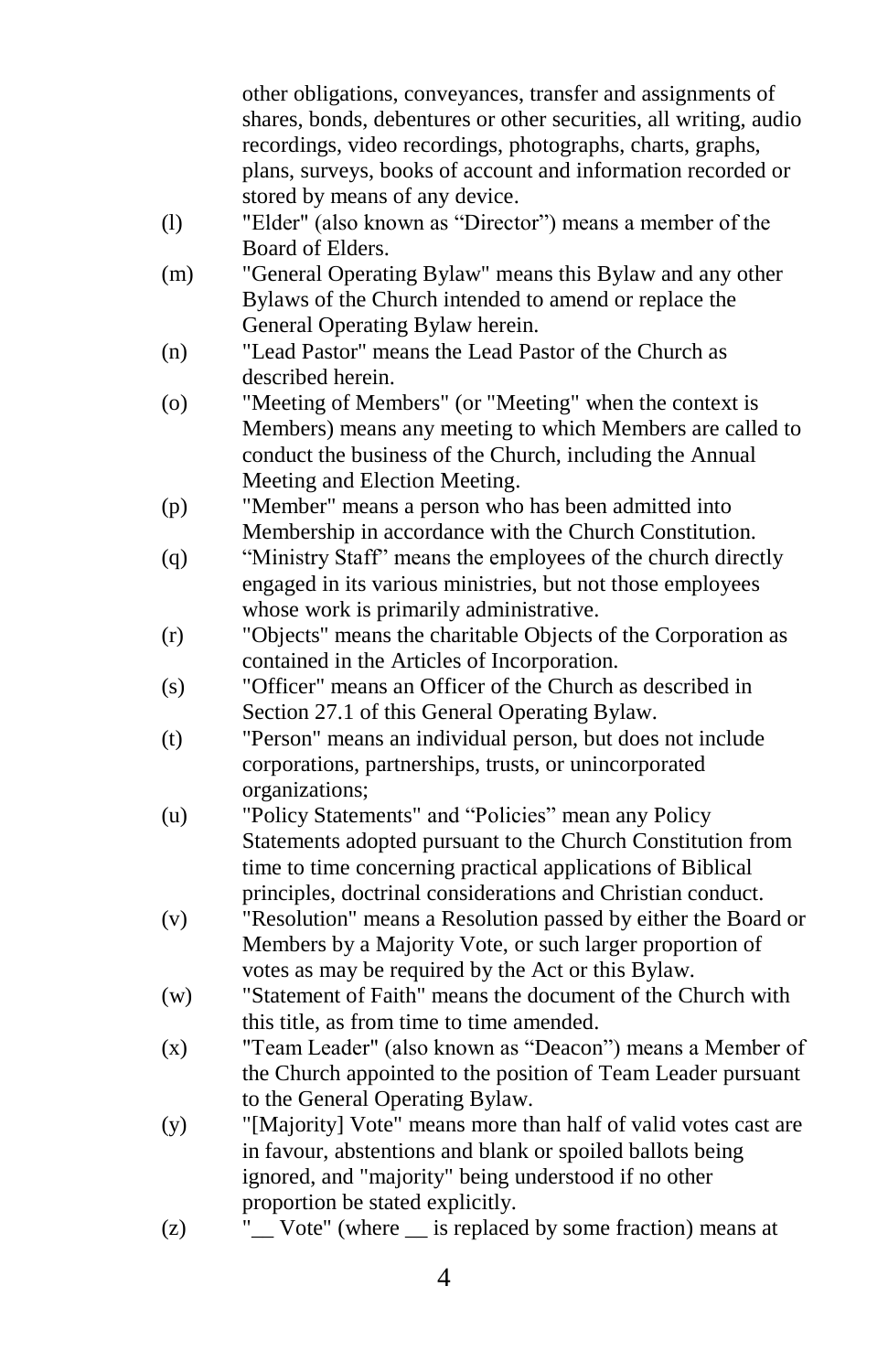other obligations, conveyances, transfer and assignments of shares, bonds, debentures or other securities, all writing, audio recordings, video recordings, photographs, charts, graphs, plans, surveys, books of account and information recorded or stored by means of any device.

(l) "Elder" (also known as "Director") means a member of the Board of Elders.

(m) "General Operating Bylaw" means this Bylaw and any other Bylaws of the Church intended to amend or replace the General Operating Bylaw herein.

(n) "Lead Pastor" means the Lead Pastor of the Church as described herein.

(o) "Meeting of Members" (or "Meeting" when the context is Members) means any meeting to which Members are called to conduct the business of the Church, including the Annual Meeting and Election Meeting.

(p) "Member" means a person who has been admitted into Membership in accordance with the Church Constitution.

(q) "Ministry Staff" means the employees of the church directly engaged in its various ministries, but not those employees whose work is primarily administrative.

(r) "Objects" means the charitable Objects of the Corporation as contained in the Articles of Incorporation.

(s) "Officer" means an Officer of the Church as described in Section 27.1 of this General Operating Bylaw.

(t) "Person" means an individual person, but does not include corporations, partnerships, trusts, or unincorporated organizations;

(u) "Policy Statements" and "Policies" mean any Policy Statements adopted pursuant to the Church Constitution from time to time concerning practical applications of Biblical principles, doctrinal considerations and Christian conduct.

(v) "Resolution" means a Resolution passed by either the Board or Members by a Majority Vote, or such larger proportion of votes as may be required by the Act or this Bylaw.

(w) "Statement of Faith" means the document of the Church with this title, as from time to time amended.

(x) "Team Leader" (also known as "Deacon") means a Member of the Church appointed to the position of Team Leader pursuant to the General Operating Bylaw.

(y) "[Majority] Vote" means more than half of valid votes cast are in favour, abstentions and blank or spoiled ballots being ignored, and "majority" being understood if no other proportion be stated explicitly.

(z) "__ Vote" (where __ is replaced by some fraction) means at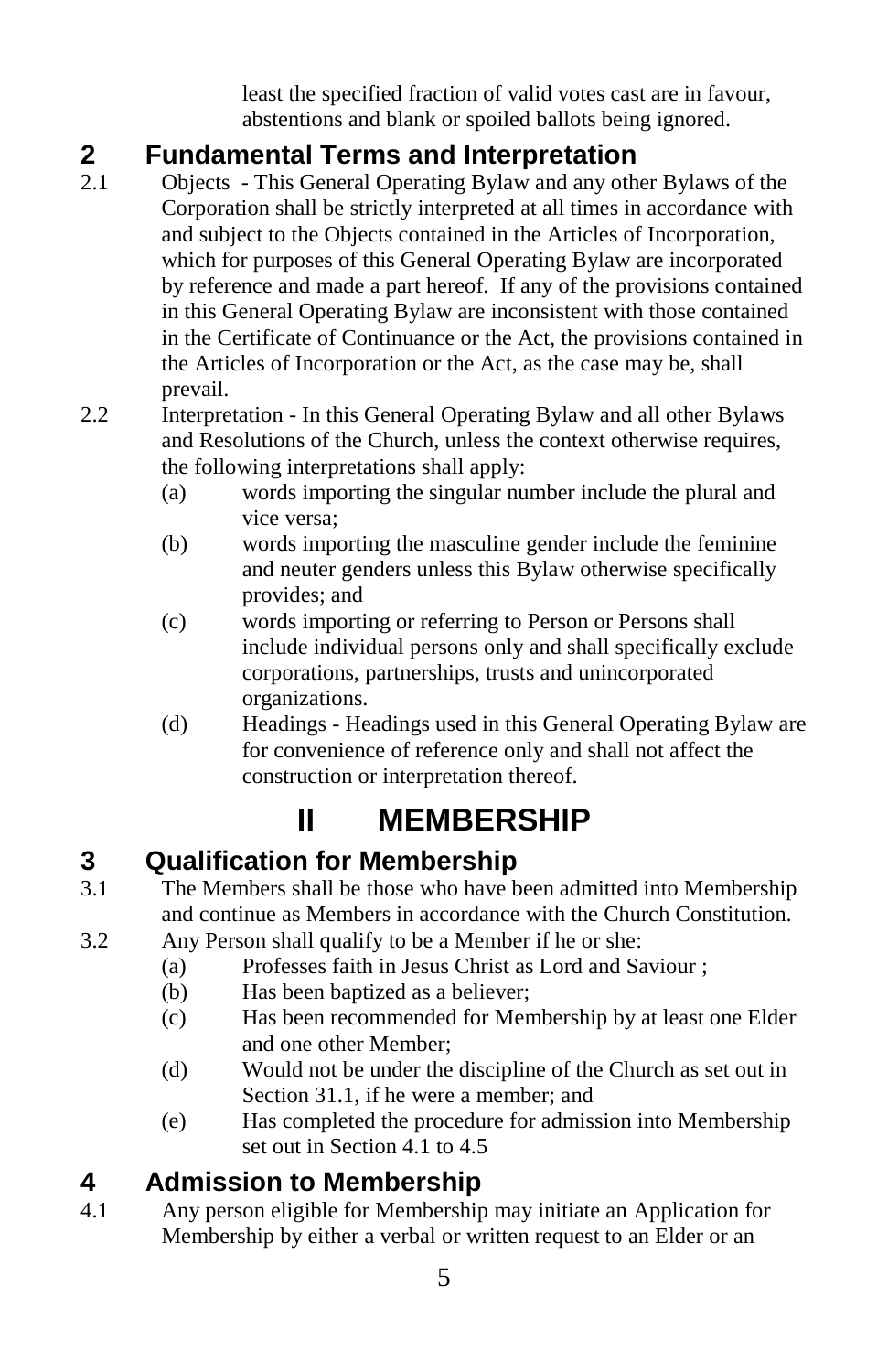least the specified fraction of valid votes cast are in favour, abstentions and blank or spoiled ballots being ignored.

## 2 Fundamental Terms and Interpretation

2.1 Objects - This General Operating Bylaw and any other Bylaws of the Corporation shall be strictly interpreted at all times in accordance with and subject to the Objects contained in the Articles of Incorporation, which for purposes of this General Operating Bylaw are incorporated by reference and made a part hereof. If any of the provisions contained in this General Operating Bylaw are inconsistent with those contained in the Certificate of Continuance or the Act, the provisions contained in the Articles of Incorporation or the Act, as the case may be, shall prevail.

2.2 Interpretation - In this General Operating Bylaw and all other Bylaws and Resolutions of the Church, unless the context otherwise requires, the following interpretations shall apply:

- (a) words importing the singular number include the plural and vice versa;
- (b) words importing the masculine gender include the feminine and neuter genders unless this Bylaw otherwise specifically provides; and
- (c) words importing or referring to Person or Persons shall include individual persons only and shall specifically exclude corporations, partnerships, trusts and unincorporated organizations.
- (d) Headings - Headings used in this General Operating Bylaw are for convenience of reference only and shall not affect the construction or interpretation thereof.

# II MEMBERSHIP

## 3 Qualification for Membership

3.1 The Members shall be those who have been admitted into Membership and continue as Members in accordance with the Church Constitution.

3.2 Any Person shall qualify to be a Member if he or she:

- (a) Professes faith in Jesus Christ as Lord and Saviour ;
- (b) Has been baptized as a believer;
- (c) Has been recommended for Membership by at least one Elder and one other Member;
- (d) Would not be under the discipline of the Church as set out in Section 31.1, if he were a member; and
- (e) Has completed the procedure for admission into Membership set out in Section 4.1 to 4.5

## 4 Admission to Membership

4.1 Any person eligible for Membership may initiate an Application for Membership by either a verbal or written request to an Elder or an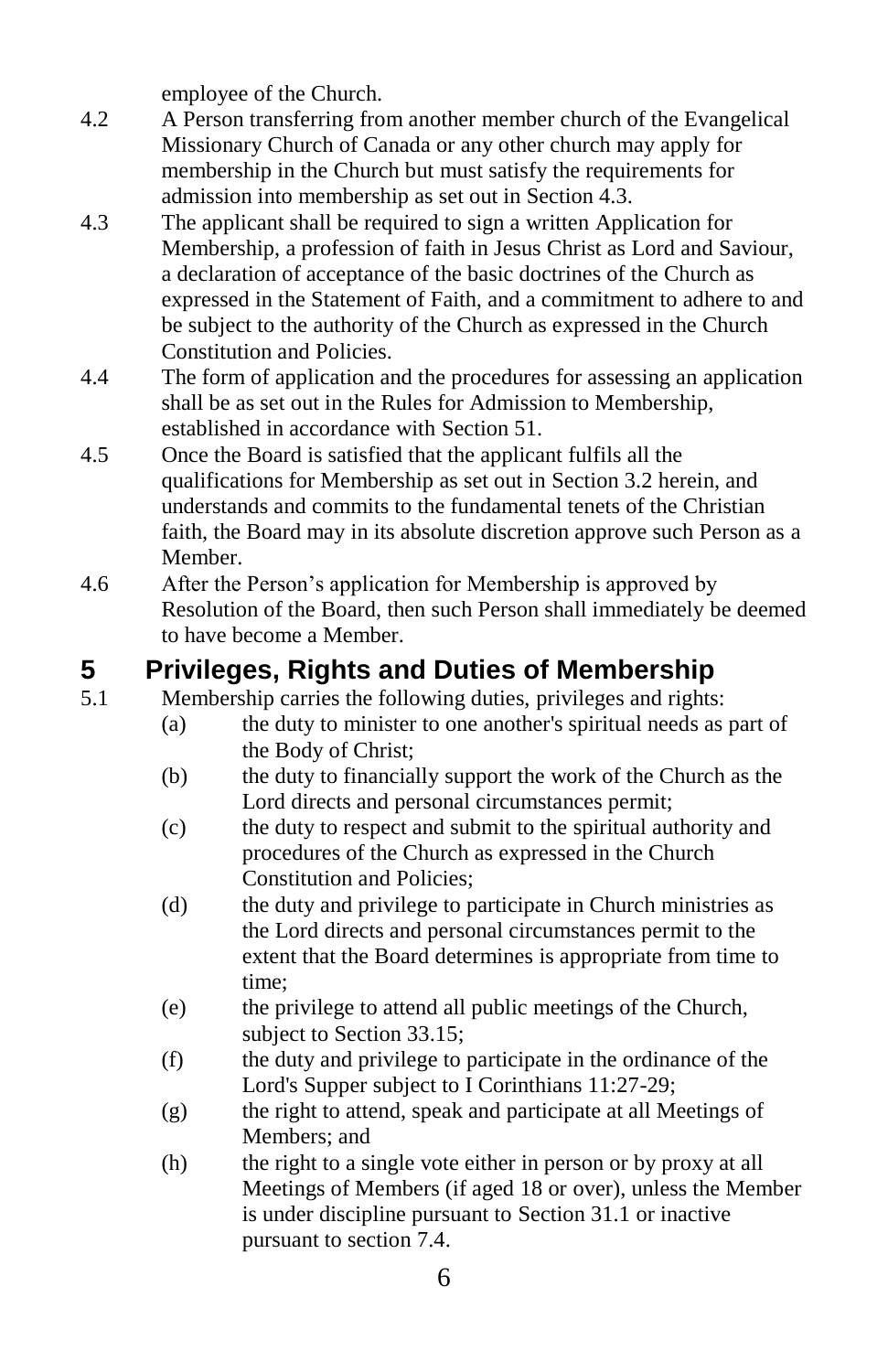employee of the Church.

4.2 A Person transferring from another member church of the Evangelical Missionary Church of Canada or any other church may apply for membership in the Church but must satisfy the requirements for admission into membership as set out in Section 4.3.

4.3 The applicant shall be required to sign a written Application for Membership, a profession of faith in Jesus Christ as Lord and Saviour, a declaration of acceptance of the basic doctrines of the Church as expressed in the Statement of Faith, and a commitment to adhere to and be subject to the authority of the Church as expressed in the Church Constitution and Policies.

4.4 The form of application and the procedures for assessing an application shall be as set out in the Rules for Admission to Membership, established in accordance with Section 51.

4.5 Once the Board is satisfied that the applicant fulfils all the qualifications for Membership as set out in Section 3.2 herein, and understands and commits to the fundamental tenets of the Christian faith, the Board may in its absolute discretion approve such Person as a Member.

4.6 After the Person's application for Membership is approved by Resolution of the Board, then such Person shall immediately be deemed to have become a Member.

# 5 Privileges, Rights and Duties of Membership

5.1 Membership carries the following duties, privileges and rights:

- (a) the duty to minister to one another's spiritual needs as part of the Body of Christ;
- (b) the duty to financially support the work of the Church as the Lord directs and personal circumstances permit;
- (c) the duty to respect and submit to the spiritual authority and procedures of the Church as expressed in the Church Constitution and Policies;
- (d) the duty and privilege to participate in Church ministries as the Lord directs and personal circumstances permit to the extent that the Board determines is appropriate from time to time;
- (e) the privilege to attend all public meetings of the Church, subject to Section 33.15;
- (f) the duty and privilege to participate in the ordinance of the Lord's Supper subject to I Corinthians 11:27-29;
- (g) the right to attend, speak and participate at all Meetings of Members; and
- (h) the right to a single vote either in person or by proxy at all Meetings of Members (if aged 18 or over), unless the Member is under discipline pursuant to Section 31.1 or inactive pursuant to section 7.4.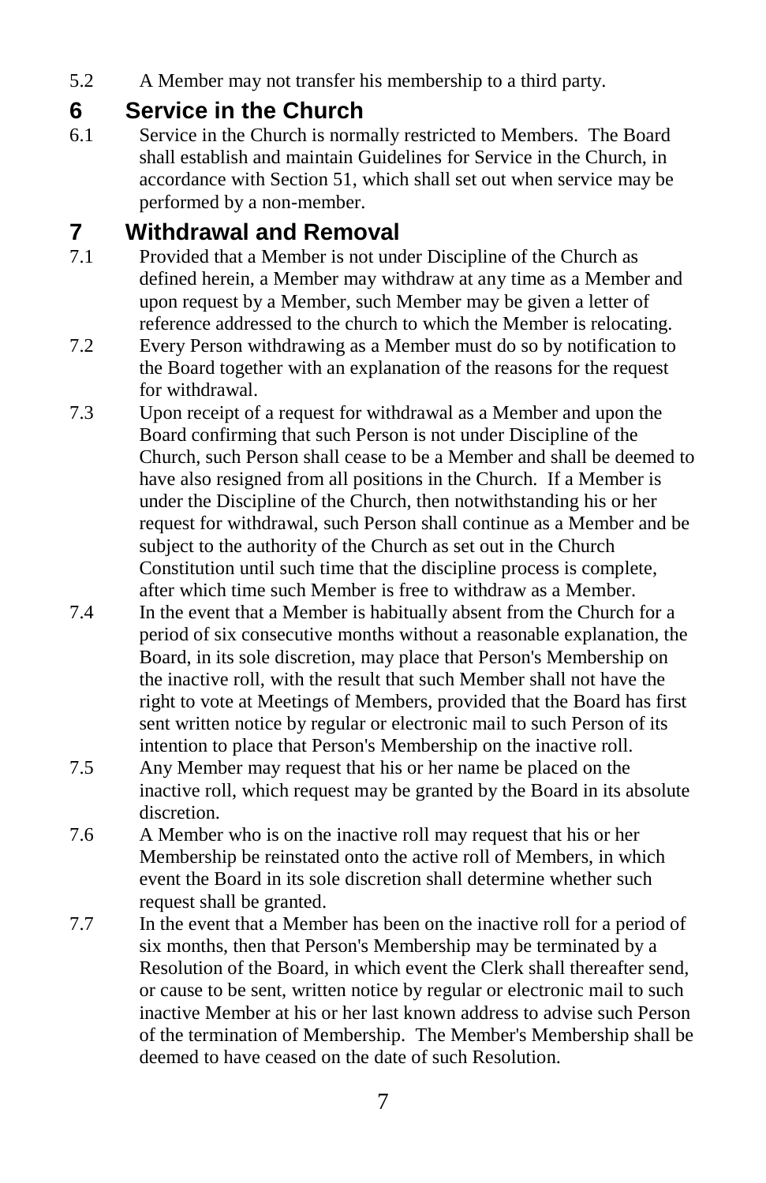5.2 A Member may not transfer his membership to a third party.

# 6 Service in the Church

6.1 Service in the Church is normally restricted to Members. The Board shall establish and maintain Guidelines for Service in the Church, in accordance with Section 51, which shall set out when service may be performed by a non-member.

# 7 Withdrawal and Removal

7.1 Provided that a Member is not under Discipline of the Church as defined herein, a Member may withdraw at any time as a Member and upon request by a Member, such Member may be given a letter of reference addressed to the church to which the Member is relocating.

7.2 Every Person withdrawing as a Member must do so by notification to the Board together with an explanation of the reasons for the request for withdrawal.

7.3 Upon receipt of a request for withdrawal as a Member and upon the Board confirming that such Person is not under Discipline of the Church, such Person shall cease to be a Member and shall be deemed to have also resigned from all positions in the Church. If a Member is under the Discipline of the Church, then notwithstanding his or her request for withdrawal, such Person shall continue as a Member and be subject to the authority of the Church as set out in the Church Constitution until such time that the discipline process is complete, after which time such Member is free to withdraw as a Member.

7.4 In the event that a Member is habitually absent from the Church for a period of six consecutive months without a reasonable explanation, the Board, in its sole discretion, may place that Person's Membership on the inactive roll, with the result that such Member shall not have the right to vote at Meetings of Members, provided that the Board has first sent written notice by regular or electronic mail to such Person of its intention to place that Person's Membership on the inactive roll.

7.5 Any Member may request that his or her name be placed on the inactive roll, which request may be granted by the Board in its absolute discretion.

7.6 A Member who is on the inactive roll may request that his or her Membership be reinstated onto the active roll of Members, in which event the Board in its sole discretion shall determine whether such request shall be granted.

7.7 In the event that a Member has been on the inactive roll for a period of six months, then that Person's Membership may be terminated by a Resolution of the Board, in which event the Clerk shall thereafter send, or cause to be sent, written notice by regular or electronic mail to such inactive Member at his or her last known address to advise such Person of the termination of Membership. The Member's Membership shall be deemed to have ceased on the date of such Resolution.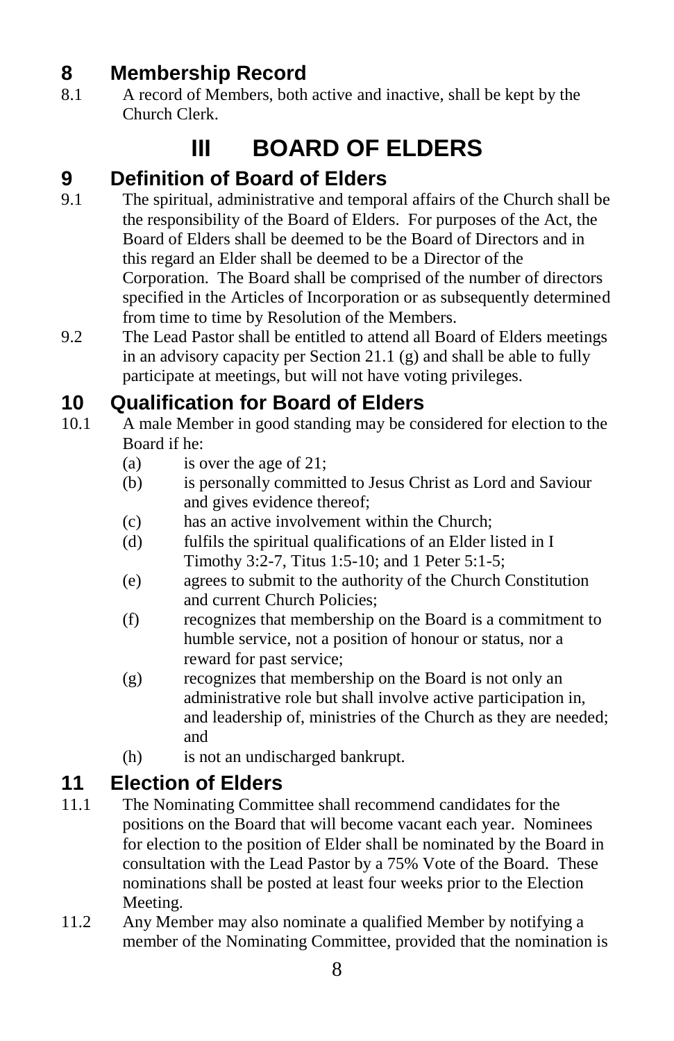## 8 Membership Record

8.1 A record of Members, both active and inactive, shall be kept by the Church Clerk.

# III BOARD OF ELDERS

## 9 Definition of Board of Elders

9.1 The spiritual, administrative and temporal affairs of the Church shall be the responsibility of the Board of Elders. For purposes of the Act, the Board of Elders shall be deemed to be the Board of Directors and in this regard an Elder shall be deemed to be a Director of the Corporation. The Board shall be comprised of the number of directors specified in the Articles of Incorporation or as subsequently determined from time to time by Resolution of the Members.

9.2 The Lead Pastor shall be entitled to attend all Board of Elders meetings in an advisory capacity per Section 21.1 (g) and shall be able to fully participate at meetings, but will not have voting privileges.

## 10 Qualification for Board of Elders

10.1 A male Member in good standing may be considered for election to the Board if he:

- (a) is over the age of 21;
- (b) is personally committed to Jesus Christ as Lord and Saviour and gives evidence thereof;
- (c) has an active involvement within the Church;
- (d) fulfils the spiritual qualifications of an Elder listed in I Timothy 3:2-7, Titus 1:5-10; and 1 Peter 5:1-5;
- (e) agrees to submit to the authority of the Church Constitution and current Church Policies;
- (f) recognizes that membership on the Board is a commitment to humble service, not a position of honour or status, nor a reward for past service;
- (g) recognizes that membership on the Board is not only an administrative role but shall involve active participation in, and leadership of, ministries of the Church as they are needed; and
- (h) is not an undischarged bankrupt.

## 11 Election of Elders

11.1 The Nominating Committee shall recommend candidates for the positions on the Board that will become vacant each year. Nominees for election to the position of Elder shall be nominated by the Board in consultation with the Lead Pastor by a 75% Vote of the Board. These nominations shall be posted at least four weeks prior to the Election Meeting.

11.2 Any Member may also nominate a qualified Member by notifying a member of the Nominating Committee, provided that the nomination is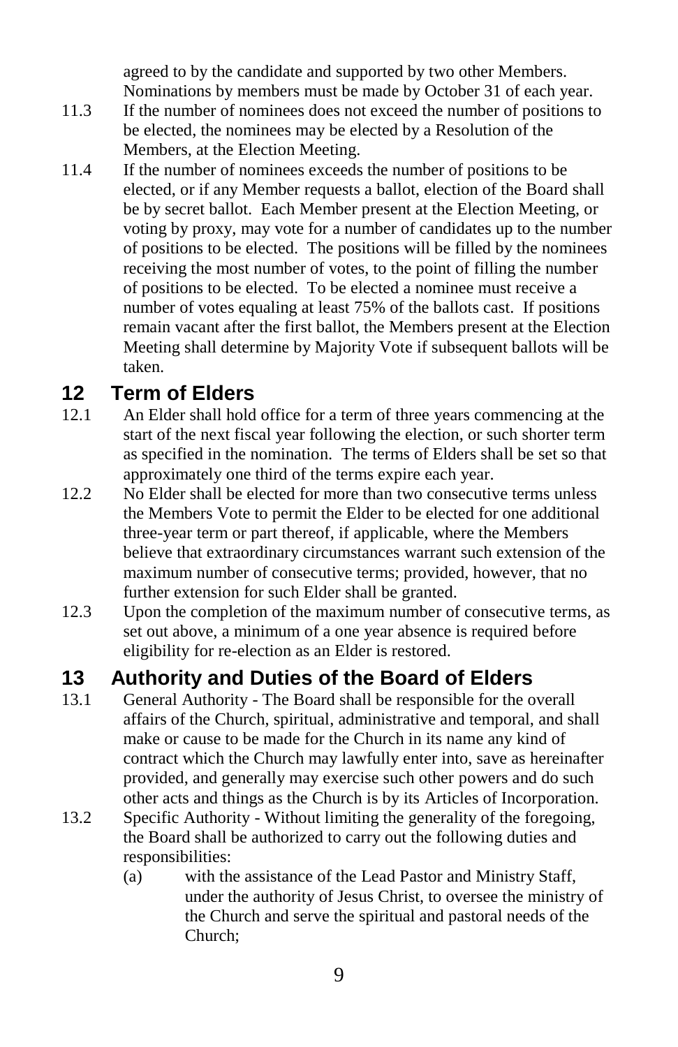agreed to by the candidate and supported by two other Members. Nominations by members must be made by October 31 of each year.

11.3 If the number of nominees does not exceed the number of positions to be elected, the nominees may be elected by a Resolution of the Members, at the Election Meeting.

11.4 If the number of nominees exceeds the number of positions to be elected, or if any Member requests a ballot, election of the Board shall be by secret ballot. Each Member present at the Election Meeting, or voting by proxy, may vote for a number of candidates up to the number of positions to be elected. The positions will be filled by the nominees receiving the most number of votes, to the point of filling the number of positions to be elected. To be elected a nominee must receive a number of votes equaling at least 75% of the ballots cast. If positions remain vacant after the first ballot, the Members present at the Election Meeting shall determine by Majority Vote if subsequent ballots will be taken.

## 12 Term of Elders

12.1 An Elder shall hold office for a term of three years commencing at the start of the next fiscal year following the election, or such shorter term as specified in the nomination. The terms of Elders shall be set so that approximately one third of the terms expire each year.

12.2 No Elder shall be elected for more than two consecutive terms unless the Members Vote to permit the Elder to be elected for one additional three-year term or part thereof, if applicable, where the Members believe that extraordinary circumstances warrant such extension of the maximum number of consecutive terms; provided, however, that no further extension for such Elder shall be granted.

12.3 Upon the completion of the maximum number of consecutive terms, as set out above, a minimum of a one year absence is required before eligibility for re-election as an Elder is restored.

## 13 Authority and Duties of the Board of Elders

13.1 General Authority - The Board shall be responsible for the overall affairs of the Church, spiritual, administrative and temporal, and shall make or cause to be made for the Church in its name any kind of contract which the Church may lawfully enter into, save as hereinafter provided, and generally may exercise such other powers and do such other acts and things as the Church is by its Articles of Incorporation.

13.2 Specific Authority - Without limiting the generality of the foregoing, the Board shall be authorized to carry out the following duties and responsibilities:

(a) with the assistance of the Lead Pastor and Ministry Staff, under the authority of Jesus Christ, to oversee the ministry of the Church and serve the spiritual and pastoral needs of the Church;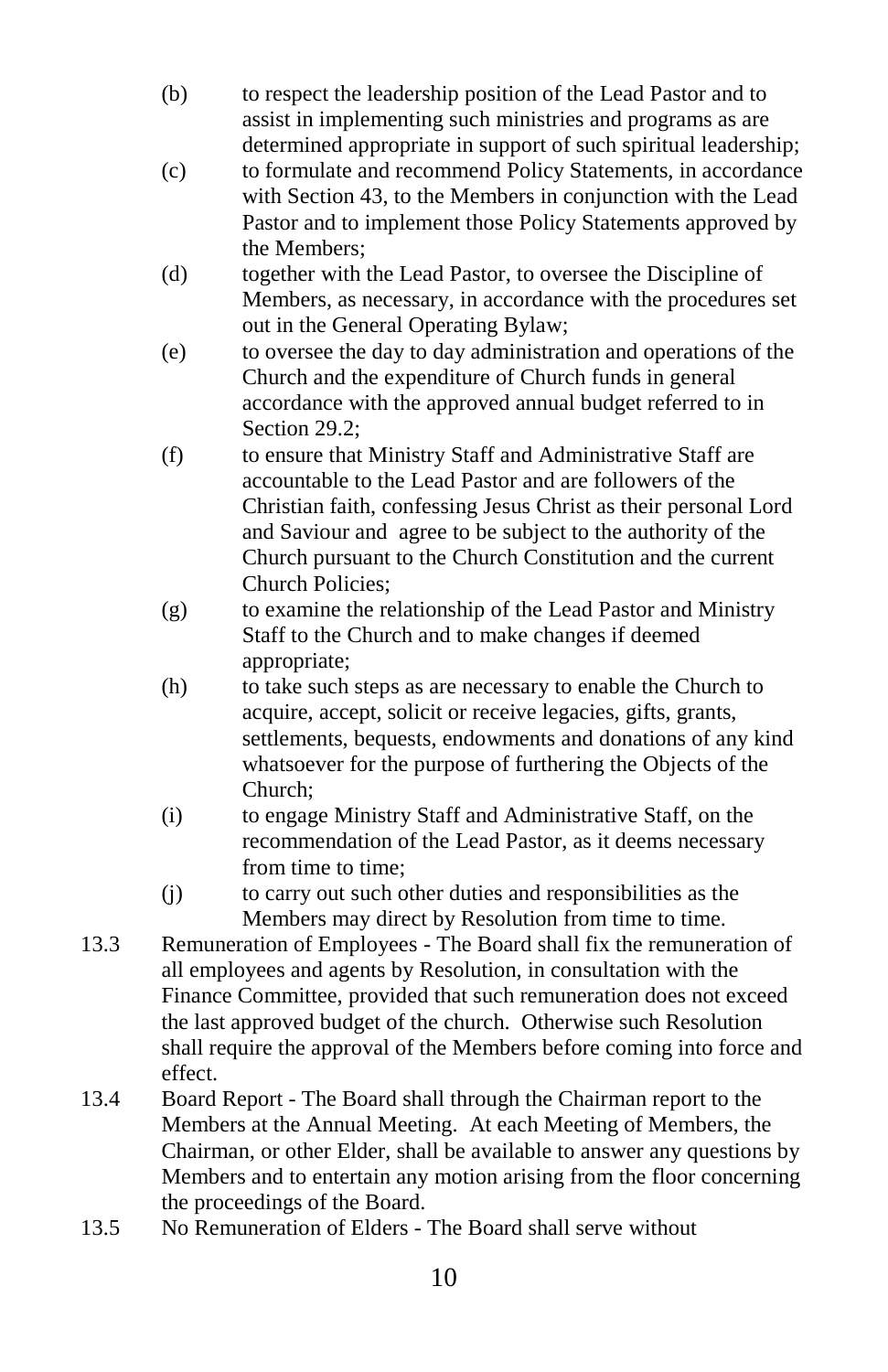(b) to respect the leadership position of the Lead Pastor and to assist in implementing such ministries and programs as are determined appropriate in support of such spiritual leadership;

(c) to formulate and recommend Policy Statements, in accordance with Section 43, to the Members in conjunction with the Lead Pastor and to implement those Policy Statements approved by the Members;

(d) together with the Lead Pastor, to oversee the Discipline of Members, as necessary, in accordance with the procedures set out in the General Operating Bylaw;

(e) to oversee the day to day administration and operations of the Church and the expenditure of Church funds in general accordance with the approved annual budget referred to in Section 29.2;

(f) to ensure that Ministry Staff and Administrative Staff are accountable to the Lead Pastor and are followers of the Christian faith, confessing Jesus Christ as their personal Lord and Saviour and agree to be subject to the authority of the Church pursuant to the Church Constitution and the current Church Policies;

(g) to examine the relationship of the Lead Pastor and Ministry Staff to the Church and to make changes if deemed appropriate;

(h) to take such steps as are necessary to enable the Church to acquire, accept, solicit or receive legacies, gifts, grants, settlements, bequests, endowments and donations of any kind whatsoever for the purpose of furthering the Objects of the Church;

(i) to engage Ministry Staff and Administrative Staff, on the recommendation of the Lead Pastor, as it deems necessary from time to time;

(j) to carry out such other duties and responsibilities as the Members may direct by Resolution from time to time.

13.3 Remuneration of Employees - The Board shall fix the remuneration of all employees and agents by Resolution, in consultation with the Finance Committee, provided that such remuneration does not exceed the last approved budget of the church. Otherwise such Resolution shall require the approval of the Members before coming into force and effect.

13.4 Board Report - The Board shall through the Chairman report to the Members at the Annual Meeting. At each Meeting of Members, the Chairman, or other Elder, shall be available to answer any questions by Members and to entertain any motion arising from the floor concerning the proceedings of the Board.

13.5 No Remuneration of Elders - The Board shall serve without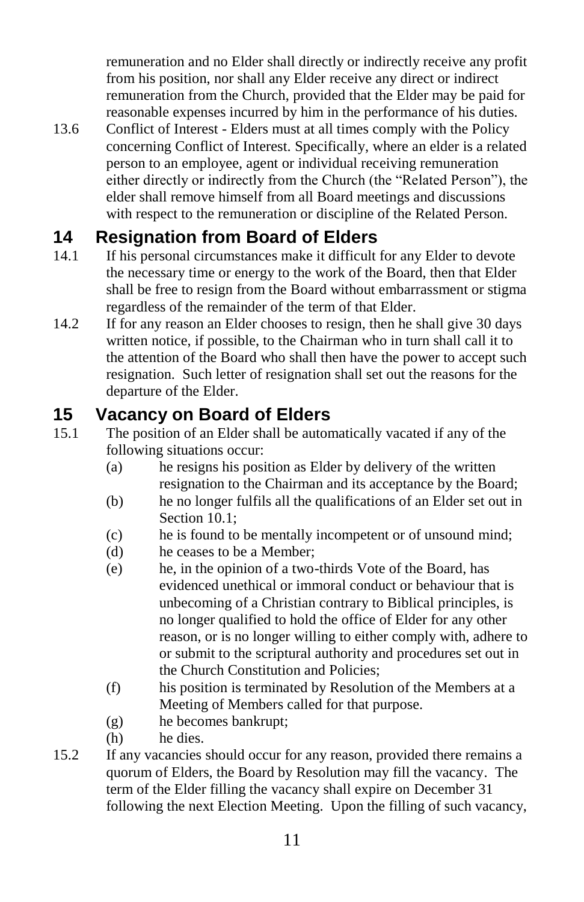remuneration and no Elder shall directly or indirectly receive any profit from his position, nor shall any Elder receive any direct or indirect remuneration from the Church, provided that the Elder may be paid for reasonable expenses incurred by him in the performance of his duties.

13.6 Conflict of Interest - Elders must at all times comply with the Policy concerning Conflict of Interest. Specifically, where an elder is a related person to an employee, agent or individual receiving remuneration either directly or indirectly from the Church (the "Related Person"), the elder shall remove himself from all Board meetings and discussions with respect to the remuneration or discipline of the Related Person.

## 14 Resignation from Board of Elders

14.1 If his personal circumstances make it difficult for any Elder to devote the necessary time or energy to the work of the Board, then that Elder shall be free to resign from the Board without embarrassment or stigma regardless of the remainder of the term of that Elder.

14.2 If for any reason an Elder chooses to resign, then he shall give 30 days written notice, if possible, to the Chairman who in turn shall call it to the attention of the Board who shall then have the power to accept such resignation. Such letter of resignation shall set out the reasons for the departure of the Elder.

## 15 Vacancy on Board of Elders

15.1 The position of an Elder shall be automatically vacated if any of the following situations occur:

(a) he resigns his position as Elder by delivery of the written resignation to the Chairman and its acceptance by the Board;

(b) he no longer fulfils all the qualifications of an Elder set out in Section 10.1;

(c) he is found to be mentally incompetent or of unsound mind;

(d) he ceases to be a Member;

(e) he, in the opinion of a two-thirds Vote of the Board, has evidenced unethical or immoral conduct or behaviour that is unbecoming of a Christian contrary to Biblical principles, is no longer qualified to hold the office of Elder for any other reason, or is no longer willing to either comply with, adhere to or submit to the scriptural authority and procedures set out in the Church Constitution and Policies;

(f) his position is terminated by Resolution of the Members at a Meeting of Members called for that purpose.

(g) he becomes bankrupt;

(h) he dies.

15.2 If any vacancies should occur for any reason, provided there remains a quorum of Elders, the Board by Resolution may fill the vacancy. The term of the Elder filling the vacancy shall expire on December 31 following the next Election Meeting. Upon the filling of such vacancy,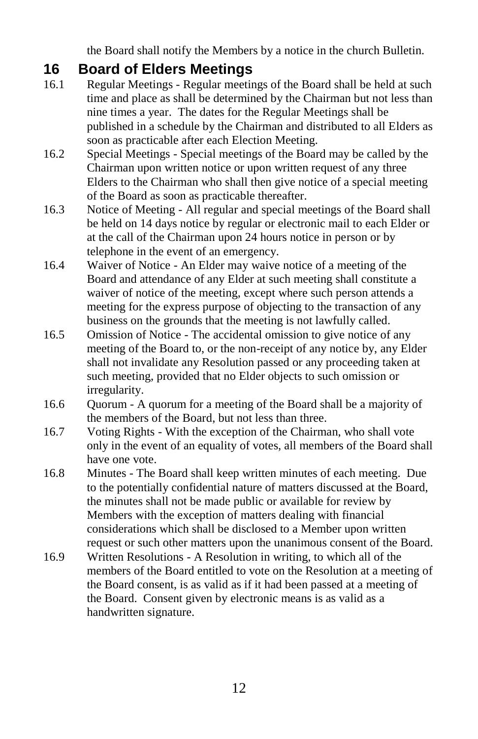the Board shall notify the Members by a notice in the church Bulletin.

## 16 Board of Elders Meetings

16.1 Regular Meetings - Regular meetings of the Board shall be held at such time and place as shall be determined by the Chairman but not less than nine times a year. The dates for the Regular Meetings shall be published in a schedule by the Chairman and distributed to all Elders as soon as practicable after each Election Meeting.

16.2 Special Meetings - Special meetings of the Board may be called by the Chairman upon written notice or upon written request of any three Elders to the Chairman who shall then give notice of a special meeting of the Board as soon as practicable thereafter.

16.3 Notice of Meeting - All regular and special meetings of the Board shall be held on 14 days notice by regular or electronic mail to each Elder or at the call of the Chairman upon 24 hours notice in person or by telephone in the event of an emergency.

16.4 Waiver of Notice - An Elder may waive notice of a meeting of the Board and attendance of any Elder at such meeting shall constitute a waiver of notice of the meeting, except where such person attends a meeting for the express purpose of objecting to the transaction of any business on the grounds that the meeting is not lawfully called.

16.5 Omission of Notice - The accidental omission to give notice of any meeting of the Board to, or the non-receipt of any notice by, any Elder shall not invalidate any Resolution passed or any proceeding taken at such meeting, provided that no Elder objects to such omission or irregularity.

16.6 Quorum - A quorum for a meeting of the Board shall be a majority of the members of the Board, but not less than three.

16.7 Voting Rights - With the exception of the Chairman, who shall vote only in the event of an equality of votes, all members of the Board shall have one vote.

16.8 Minutes - The Board shall keep written minutes of each meeting. Due to the potentially confidential nature of matters discussed at the Board, the minutes shall not be made public or available for review by Members with the exception of matters dealing with financial considerations which shall be disclosed to a Member upon written request or such other matters upon the unanimous consent of the Board.

16.9 Written Resolutions - A Resolution in writing, to which all of the members of the Board entitled to vote on the Resolution at a meeting of the Board consent, is as valid as if it had been passed at a meeting of the Board. Consent given by electronic means is as valid as a handwritten signature.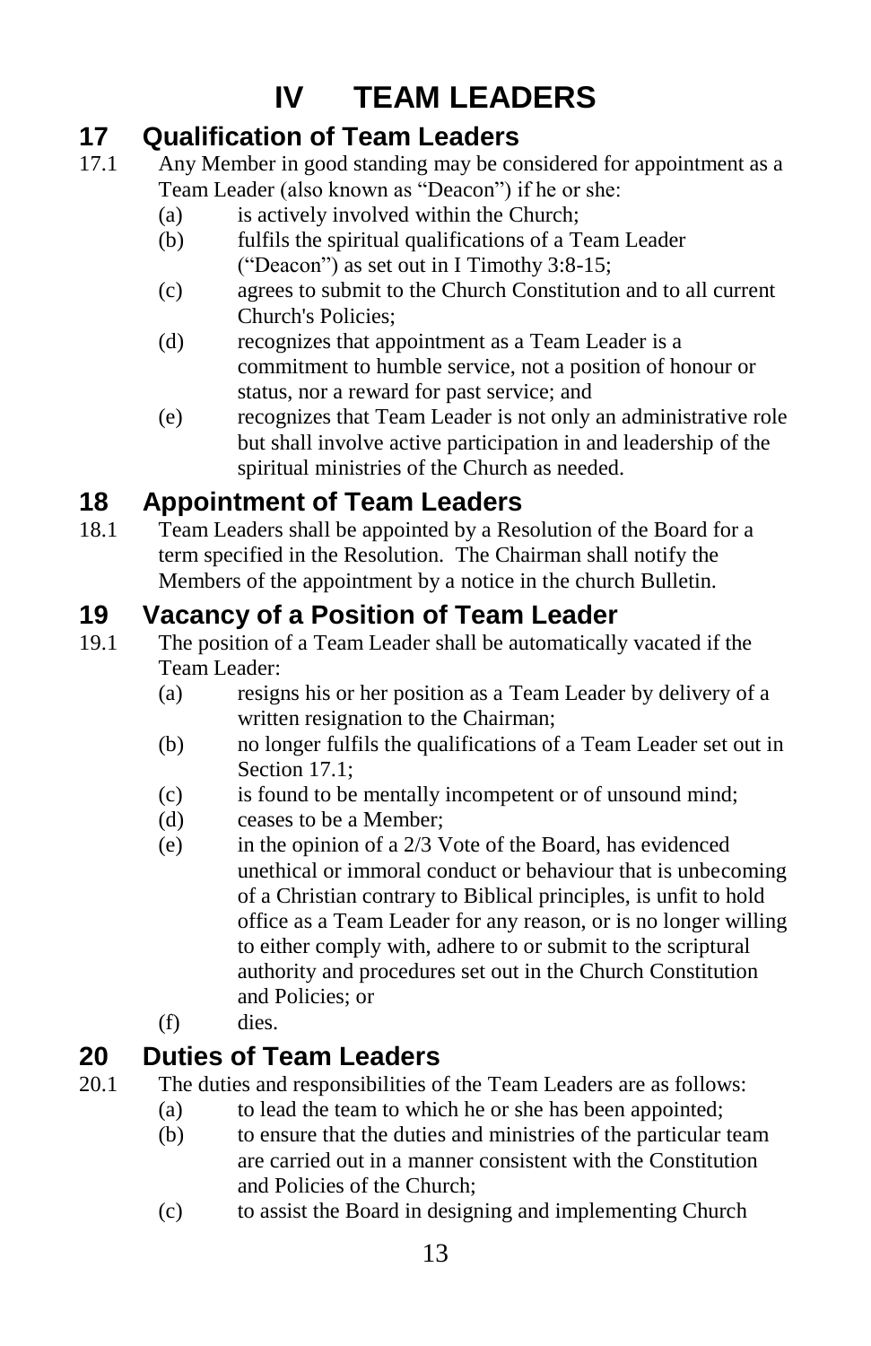# IV TEAM LEADERS

## 17 Qualification of Team Leaders

17.1 Any Member in good standing may be considered for appointment as a Team Leader (also known as "Deacon") if he or she:

(a) is actively involved within the Church;

(b) fulfils the spiritual qualifications of a Team Leader ("Deacon") as set out in I Timothy 3:8-15;

(c) agrees to submit to the Church Constitution and to all current Church's Policies;

(d) recognizes that appointment as a Team Leader is a commitment to humble service, not a position of honour or status, nor a reward for past service; and

(e) recognizes that Team Leader is not only an administrative role but shall involve active participation in and leadership of the spiritual ministries of the Church as needed.

## 18 Appointment of Team Leaders

18.1 Team Leaders shall be appointed by a Resolution of the Board for a term specified in the Resolution. The Chairman shall notify the Members of the appointment by a notice in the church Bulletin.

## 19 Vacancy of a Position of Team Leader

19.1 The position of a Team Leader shall be automatically vacated if the Team Leader:

(a) resigns his or her position as a Team Leader by delivery of a written resignation to the Chairman;

(b) no longer fulfils the qualifications of a Team Leader set out in Section 17.1;

(c) is found to be mentally incompetent or of unsound mind;

(d) ceases to be a Member;

(e) in the opinion of a 2/3 Vote of the Board, has evidenced unethical or immoral conduct or behaviour that is unbecoming of a Christian contrary to Biblical principles, is unfit to hold office as a Team Leader for any reason, or is no longer willing to either comply with, adhere to or submit to the scriptural authority and procedures set out in the Church Constitution and Policies; or

(f) dies.

## 20 Duties of Team Leaders

20.1 The duties and responsibilities of the Team Leaders are as follows:

(a) to lead the team to which he or she has been appointed;

(b) to ensure that the duties and ministries of the particular team are carried out in a manner consistent with the Constitution and Policies of the Church;

(c) to assist the Board in designing and implementing Church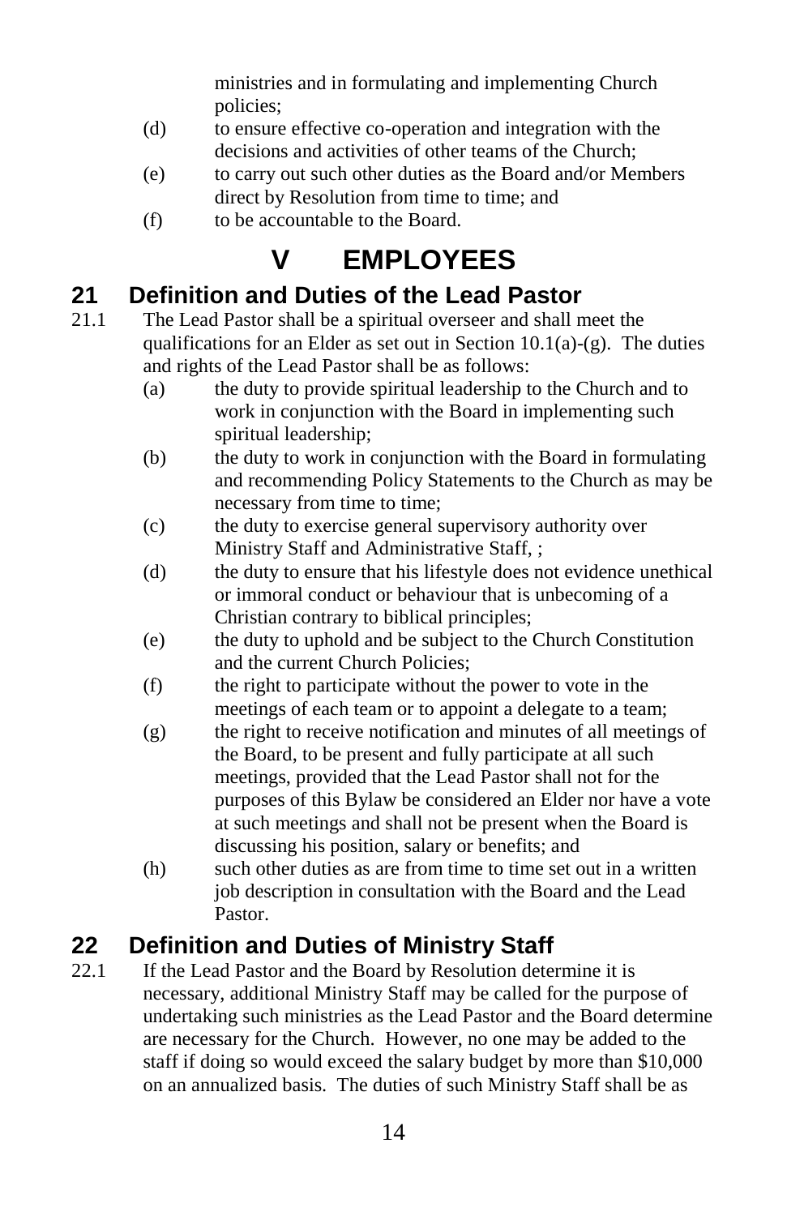ministries and in formulating and implementing Church policies;

(d) to ensure effective co-operation and integration with the decisions and activities of other teams of the Church;

(e) to carry out such other duties as the Board and/or Members direct by Resolution from time to time; and

(f) to be accountable to the Board.

# V EMPLOYEES

## 21 Definition and Duties of the Lead Pastor

21.1 The Lead Pastor shall be a spiritual overseer and shall meet the qualifications for an Elder as set out in Section 10.1(a)-(g). The duties and rights of the Lead Pastor shall be as follows:

(a) the duty to provide spiritual leadership to the Church and to work in conjunction with the Board in implementing such spiritual leadership;

(b) the duty to work in conjunction with the Board in formulating and recommending Policy Statements to the Church as may be necessary from time to time;

(c) the duty to exercise general supervisory authority over Ministry Staff and Administrative Staff, ;

(d) the duty to ensure that his lifestyle does not evidence unethical or immoral conduct or behaviour that is unbecoming of a Christian contrary to biblical principles;

(e) the duty to uphold and be subject to the Church Constitution and the current Church Policies;

(f) the right to participate without the power to vote in the meetings of each team or to appoint a delegate to a team;

(g) the right to receive notification and minutes of all meetings of the Board, to be present and fully participate at all such meetings, provided that the Lead Pastor shall not for the purposes of this Bylaw be considered an Elder nor have a vote at such meetings and shall not be present when the Board is discussing his position, salary or benefits; and

(h) such other duties as are from time to time set out in a written job description in consultation with the Board and the Lead Pastor.

## 22 Definition and Duties of Ministry Staff

22.1 If the Lead Pastor and the Board by Resolution determine it is necessary, additional Ministry Staff may be called for the purpose of undertaking such ministries as the Lead Pastor and the Board determine are necessary for the Church. However, no one may be added to the staff if doing so would exceed the salary budget by more than $10,000 on an annualized basis. The duties of such Ministry Staff shall be as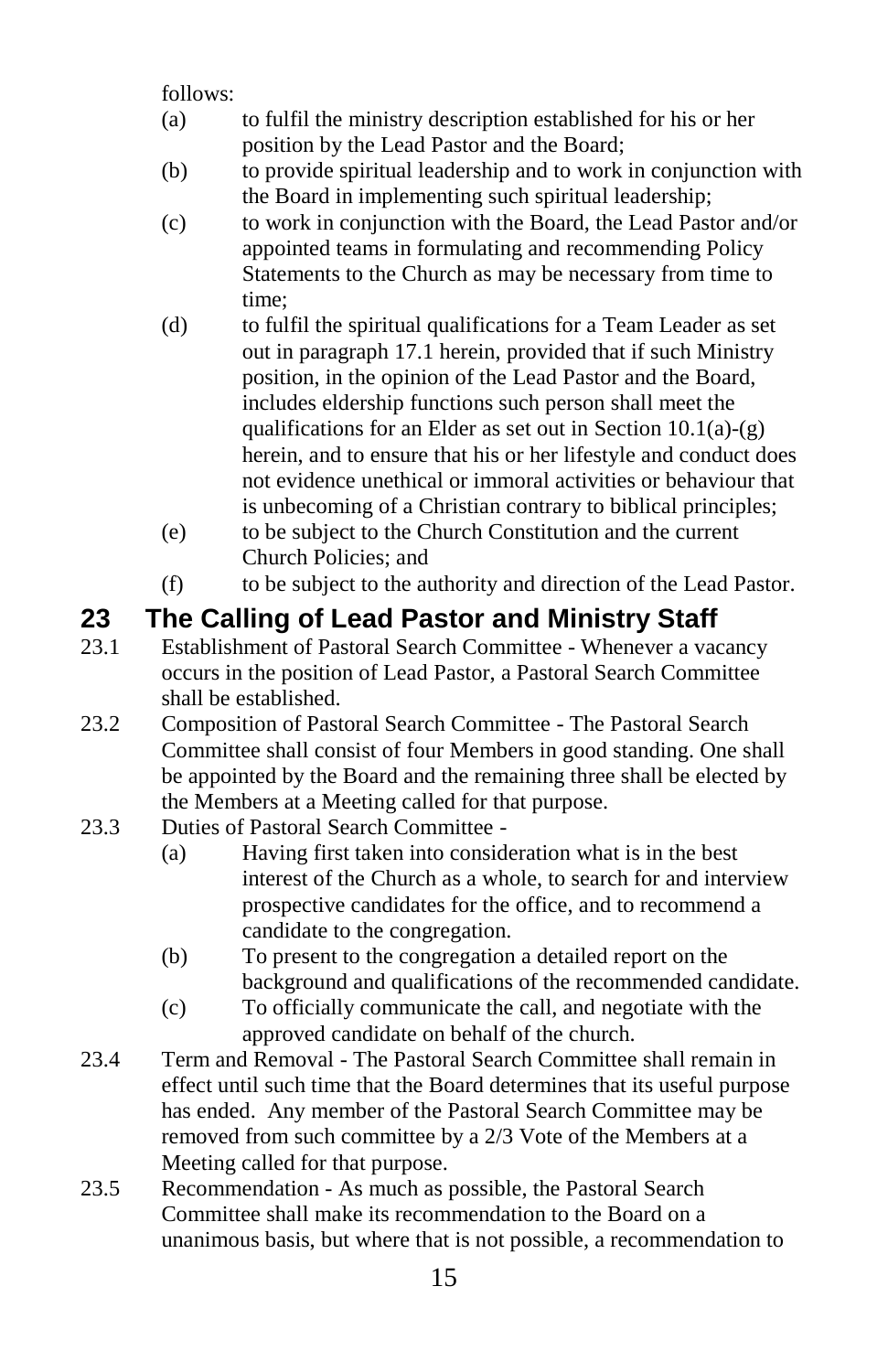follows:

(a) to fulfil the ministry description established for his or her position by the Lead Pastor and the Board;

(b) to provide spiritual leadership and to work in conjunction with the Board in implementing such spiritual leadership;

(c) to work in conjunction with the Board, the Lead Pastor and/or appointed teams in formulating and recommending Policy Statements to the Church as may be necessary from time to time;

(d) to fulfil the spiritual qualifications for a Team Leader as set out in paragraph 17.1 herein, provided that if such Ministry position, in the opinion of the Lead Pastor and the Board, includes eldership functions such person shall meet the qualifications for an Elder as set out in Section 10.1(a)-(g) herein, and to ensure that his or her lifestyle and conduct does not evidence unethical or immoral activities or behaviour that is unbecoming of a Christian contrary to biblical principles;

(e) to be subject to the Church Constitution and the current Church Policies; and

(f) to be subject to the authority and direction of the Lead Pastor.

## 23 The Calling of Lead Pastor and Ministry Staff

23.1 Establishment of Pastoral Search Committee - Whenever a vacancy occurs in the position of Lead Pastor, a Pastoral Search Committee shall be established.

23.2 Composition of Pastoral Search Committee - The Pastoral Search Committee shall consist of four Members in good standing. One shall be appointed by the Board and the remaining three shall be elected by the Members at a Meeting called for that purpose.

23.3 Duties of Pastoral Search Committee -

(a) Having first taken into consideration what is in the best interest of the Church as a whole, to search for and interview prospective candidates for the office, and to recommend a candidate to the congregation.

(b) To present to the congregation a detailed report on the background and qualifications of the recommended candidate.

(c) To officially communicate the call, and negotiate with the approved candidate on behalf of the church.

23.4 Term and Removal - The Pastoral Search Committee shall remain in effect until such time that the Board determines that its useful purpose has ended. Any member of the Pastoral Search Committee may be removed from such committee by a 2/3 Vote of the Members at a Meeting called for that purpose.

23.5 Recommendation - As much as possible, the Pastoral Search Committee shall make its recommendation to the Board on a unanimous basis, but where that is not possible, a recommendation to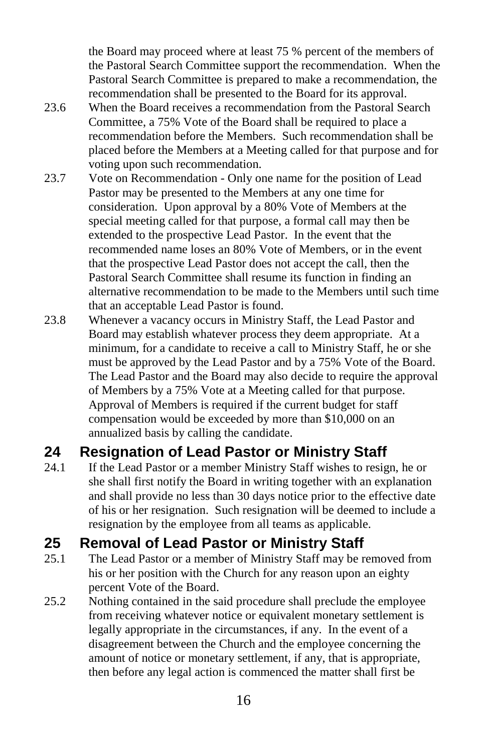the Board may proceed where at least 75 % percent of the members of the Pastoral Search Committee support the recommendation. When the Pastoral Search Committee is prepared to make a recommendation, the recommendation shall be presented to the Board for its approval.

23.6 When the Board receives a recommendation from the Pastoral Search Committee, a 75% Vote of the Board shall be required to place a recommendation before the Members. Such recommendation shall be placed before the Members at a Meeting called for that purpose and for voting upon such recommendation.

23.7 Vote on Recommendation - Only one name for the position of Lead Pastor may be presented to the Members at any one time for consideration. Upon approval by a 80% Vote of Members at the special meeting called for that purpose, a formal call may then be extended to the prospective Lead Pastor. In the event that the recommended name loses an 80% Vote of Members, or in the event that the prospective Lead Pastor does not accept the call, then the Pastoral Search Committee shall resume its function in finding an alternative recommendation to be made to the Members until such time that an acceptable Lead Pastor is found.

23.8 Whenever a vacancy occurs in Ministry Staff, the Lead Pastor and Board may establish whatever process they deem appropriate. At a minimum, for a candidate to receive a call to Ministry Staff, he or she must be approved by the Lead Pastor and by a 75% Vote of the Board. The Lead Pastor and the Board may also decide to require the approval of Members by a 75% Vote at a Meeting called for that purpose. Approval of Members is required if the current budget for staff compensation would be exceeded by more than $10,000 on an annualized basis by calling the candidate.

## 24 Resignation of Lead Pastor or Ministry Staff

24.1 If the Lead Pastor or a member Ministry Staff wishes to resign, he or she shall first notify the Board in writing together with an explanation and shall provide no less than 30 days notice prior to the effective date of his or her resignation. Such resignation will be deemed to include a resignation by the employee from all teams as applicable.

## 25 Removal of Lead Pastor or Ministry Staff

25.1 The Lead Pastor or a member of Ministry Staff may be removed from his or her position with the Church for any reason upon an eighty percent Vote of the Board.

25.2 Nothing contained in the said procedure shall preclude the employee from receiving whatever notice or equivalent monetary settlement is legally appropriate in the circumstances, if any. In the event of a disagreement between the Church and the employee concerning the amount of notice or monetary settlement, if any, that is appropriate, then before any legal action is commenced the matter shall first be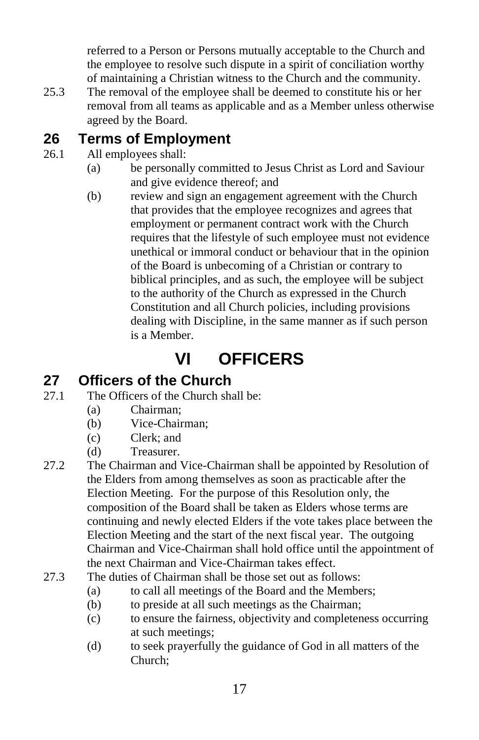referred to a Person or Persons mutually acceptable to the Church and the employee to resolve such dispute in a spirit of conciliation worthy of maintaining a Christian witness to the Church and the community.

25.3 The removal of the employee shall be deemed to constitute his or her removal from all teams as applicable and as a Member unless otherwise agreed by the Board.

## 26 Terms of Employment

26.1 All employees shall:

- (a) be personally committed to Jesus Christ as Lord and Saviour and give evidence thereof; and
- (b) review and sign an engagement agreement with the Church that provides that the employee recognizes and agrees that employment or permanent contract work with the Church requires that the lifestyle of such employee must not evidence unethical or immoral conduct or behaviour that in the opinion of the Board is unbecoming of a Christian or contrary to biblical principles, and as such, the employee will be subject to the authority of the Church as expressed in the Church Constitution and all Church policies, including provisions dealing with Discipline, in the same manner as if such person is a Member.

# VI OFFICERS

## 27 Officers of the Church

27.1 The Officers of the Church shall be:

- (a) Chairman;
- (b) Vice-Chairman;
- (c) Clerk; and
- (d) Treasurer.

27.2 The Chairman and Vice-Chairman shall be appointed by Resolution of the Elders from among themselves as soon as practicable after the Election Meeting. For the purpose of this Resolution only, the composition of the Board shall be taken as Elders whose terms are continuing and newly elected Elders if the vote takes place between the Election Meeting and the start of the next fiscal year. The outgoing Chairman and Vice-Chairman shall hold office until the appointment of the next Chairman and Vice-Chairman takes effect.

27.3 The duties of Chairman shall be those set out as follows:

- (a) to call all meetings of the Board and the Members;
- (b) to preside at all such meetings as the Chairman;
- (c) to ensure the fairness, objectivity and completeness occurring at such meetings;
- (d) to seek prayerfully the guidance of God in all matters of the Church;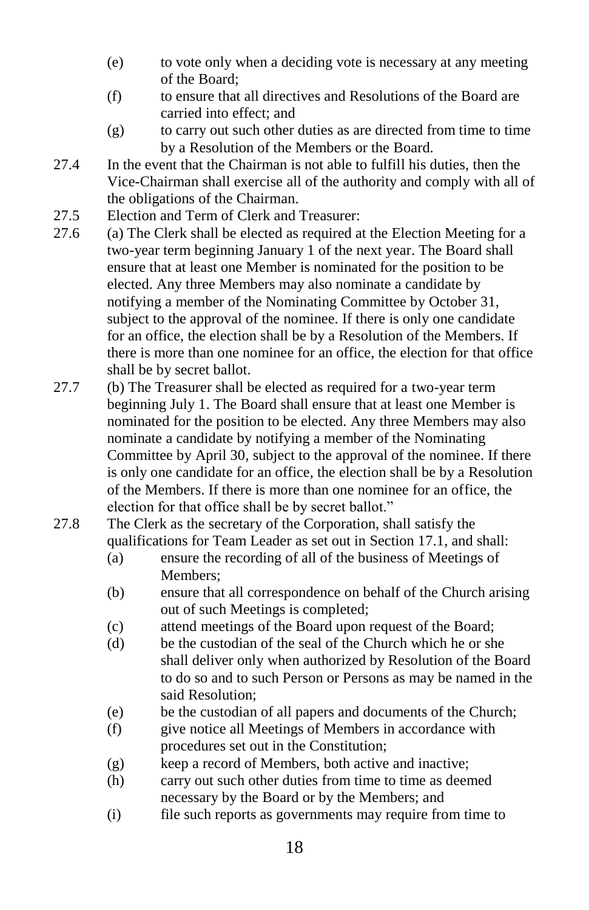(e) to vote only when a deciding vote is necessary at any meeting of the Board;

(f) to ensure that all directives and Resolutions of the Board are carried into effect; and

(g) to carry out such other duties as are directed from time to time by a Resolution of the Members or the Board.

27.4 In the event that the Chairman is not able to fulfill his duties, then the Vice-Chairman shall exercise all of the authority and comply with all of the obligations of the Chairman.

27.5 Election and Term of Clerk and Treasurer:

27.6 (a) The Clerk shall be elected as required at the Election Meeting for a two-year term beginning January 1 of the next year. The Board shall ensure that at least one Member is nominated for the position to be elected. Any three Members may also nominate a candidate by notifying a member of the Nominating Committee by October 31, subject to the approval of the nominee. If there is only one candidate for an office, the election shall be by a Resolution of the Members. If there is more than one nominee for an office, the election for that office shall be by secret ballot.

27.7 (b) The Treasurer shall be elected as required for a two-year term beginning July 1. The Board shall ensure that at least one Member is nominated for the position to be elected. Any three Members may also nominate a candidate by notifying a member of the Nominating Committee by April 30, subject to the approval of the nominee. If there is only one candidate for an office, the election shall be by a Resolution of the Members. If there is more than one nominee for an office, the election for that office shall be by secret ballot."

27.8 The Clerk as the secretary of the Corporation, shall satisfy the qualifications for Team Leader as set out in Section 17.1, and shall:

(a) ensure the recording of all of the business of Meetings of Members;

(b) ensure that all correspondence on behalf of the Church arising out of such Meetings is completed;

(c) attend meetings of the Board upon request of the Board;

(d) be the custodian of the seal of the Church which he or she shall deliver only when authorized by Resolution of the Board to do so and to such Person or Persons as may be named in the said Resolution;

(e) be the custodian of all papers and documents of the Church;

(f) give notice all Meetings of Members in accordance with procedures set out in the Constitution;

(g) keep a record of Members, both active and inactive;

(h) carry out such other duties from time to time as deemed necessary by the Board or by the Members; and

(i) file such reports as governments may require from time to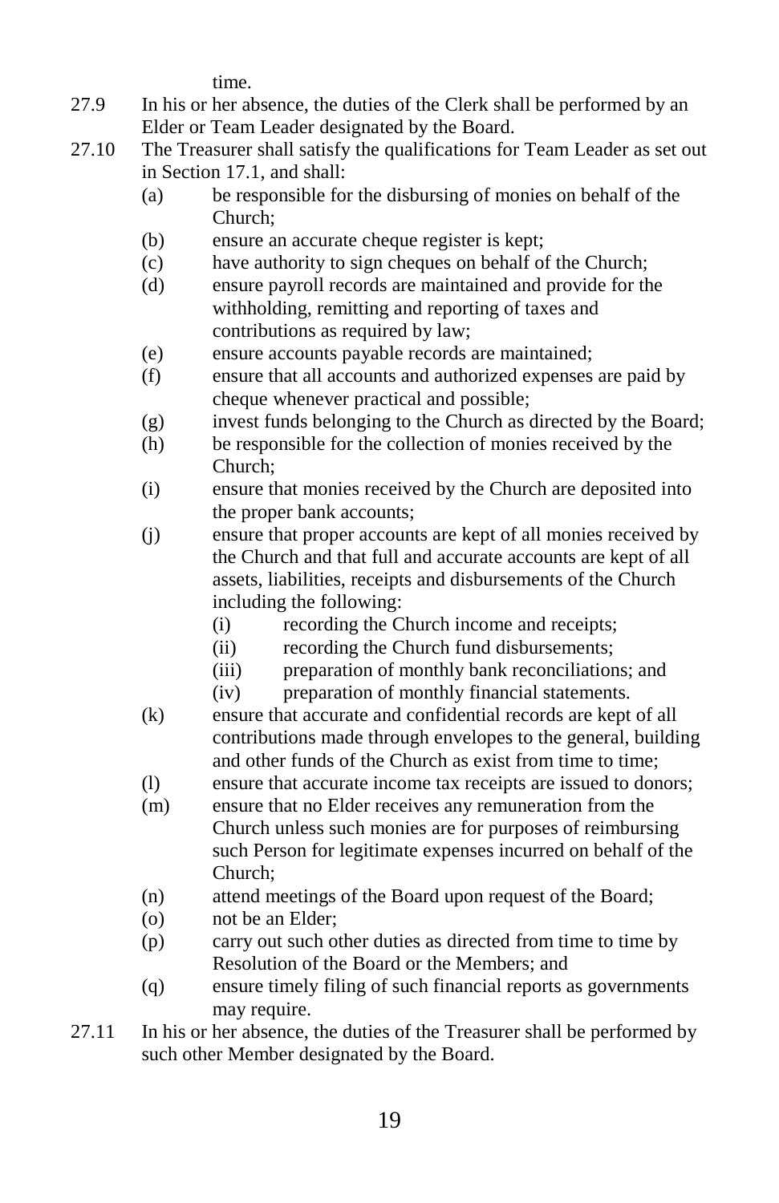time.

27.9 In his or her absence, the duties of the Clerk shall be performed by an Elder or Team Leader designated by the Board.

27.10 The Treasurer shall satisfy the qualifications for Team Leader as set out in Section 17.1, and shall:

- (a) be responsible for the disbursing of monies on behalf of the Church;
- (b) ensure an accurate cheque register is kept;
- (c) have authority to sign cheques on behalf of the Church;
- (d) ensure payroll records are maintained and provide for the withholding, remitting and reporting of taxes and contributions as required by law;
- (e) ensure accounts payable records are maintained;
- (f) ensure that all accounts and authorized expenses are paid by cheque whenever practical and possible;
- (g) invest funds belonging to the Church as directed by the Board;
- (h) be responsible for the collection of monies received by the Church;
- (i) ensure that monies received by the Church are deposited into the proper bank accounts;
- (j) ensure that proper accounts are kept of all monies received by the Church and that full and accurate accounts are kept of all assets, liabilities, receipts and disbursements of the Church including the following:
  - (i) recording the Church income and receipts;
  - (ii) recording the Church fund disbursements;
  - (iii) preparation of monthly bank reconciliations; and
  - (iv) preparation of monthly financial statements.
- (k) ensure that accurate and confidential records are kept of all contributions made through envelopes to the general, building and other funds of the Church as exist from time to time;
- (l) ensure that accurate income tax receipts are issued to donors;
- (m) ensure that no Elder receives any remuneration from the Church unless such monies are for purposes of reimbursing such Person for legitimate expenses incurred on behalf of the Church;
- (n) attend meetings of the Board upon request of the Board;
- (o) not be an Elder;
- (p) carry out such other duties as directed from time to time by Resolution of the Board or the Members; and
- (q) ensure timely filing of such financial reports as governments may require.

27.11 In his or her absence, the duties of the Treasurer shall be performed by such other Member designated by the Board.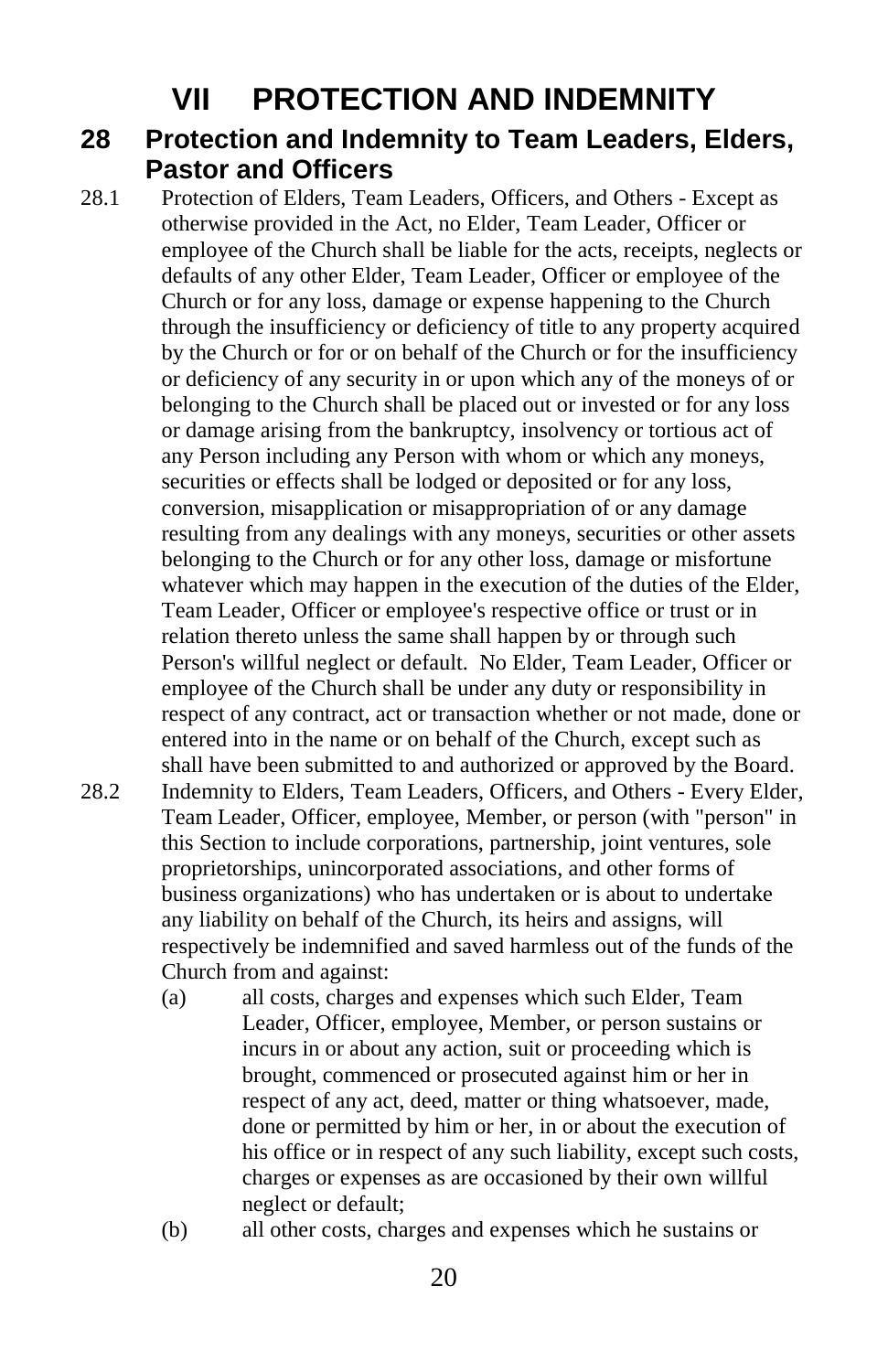# VII PROTECTION AND INDEMNITY

## 28 Protection and Indemnity to Team Leaders, Elders, Pastor and Officers

28.1 Protection of Elders, Team Leaders, Officers, and Others - Except as otherwise provided in the Act, no Elder, Team Leader, Officer or employee of the Church shall be liable for the acts, receipts, neglects or defaults of any other Elder, Team Leader, Officer or employee of the Church or for any loss, damage or expense happening to the Church through the insufficiency or deficiency of title to any property acquired by the Church or for or on behalf of the Church or for the insufficiency or deficiency of any security in or upon which any of the moneys of or belonging to the Church shall be placed out or invested or for any loss or damage arising from the bankruptcy, insolvency or tortious act of any Person including any Person with whom or which any moneys, securities or effects shall be lodged or deposited or for any loss, conversion, misapplication or misappropriation of or any damage resulting from any dealings with any moneys, securities or other assets belonging to the Church or for any other loss, damage or misfortune whatever which may happen in the execution of the duties of the Elder, Team Leader, Officer or employee's respective office or trust or in relation thereto unless the same shall happen by or through such Person's willful neglect or default. No Elder, Team Leader, Officer or employee of the Church shall be under any duty or responsibility in respect of any contract, act or transaction whether or not made, done or entered into in the name or on behalf of the Church, except such as shall have been submitted to and authorized or approved by the Board.

28.2 Indemnity to Elders, Team Leaders, Officers, and Others - Every Elder, Team Leader, Officer, employee, Member, or person (with "person" in this Section to include corporations, partnership, joint ventures, sole proprietorships, unincorporated associations, and other forms of business organizations) who has undertaken or is about to undertake any liability on behalf of the Church, its heirs and assigns, will respectively be indemnified and saved harmless out of the funds of the Church from and against:

(a) all costs, charges and expenses which such Elder, Team Leader, Officer, employee, Member, or person sustains or incurs in or about any action, suit or proceeding which is brought, commenced or prosecuted against him or her in respect of any act, deed, matter or thing whatsoever, made, done or permitted by him or her, in or about the execution of his office or in respect of any such liability, except such costs, charges or expenses as are occasioned by their own willful neglect or default;

(b) all other costs, charges and expenses which he sustains or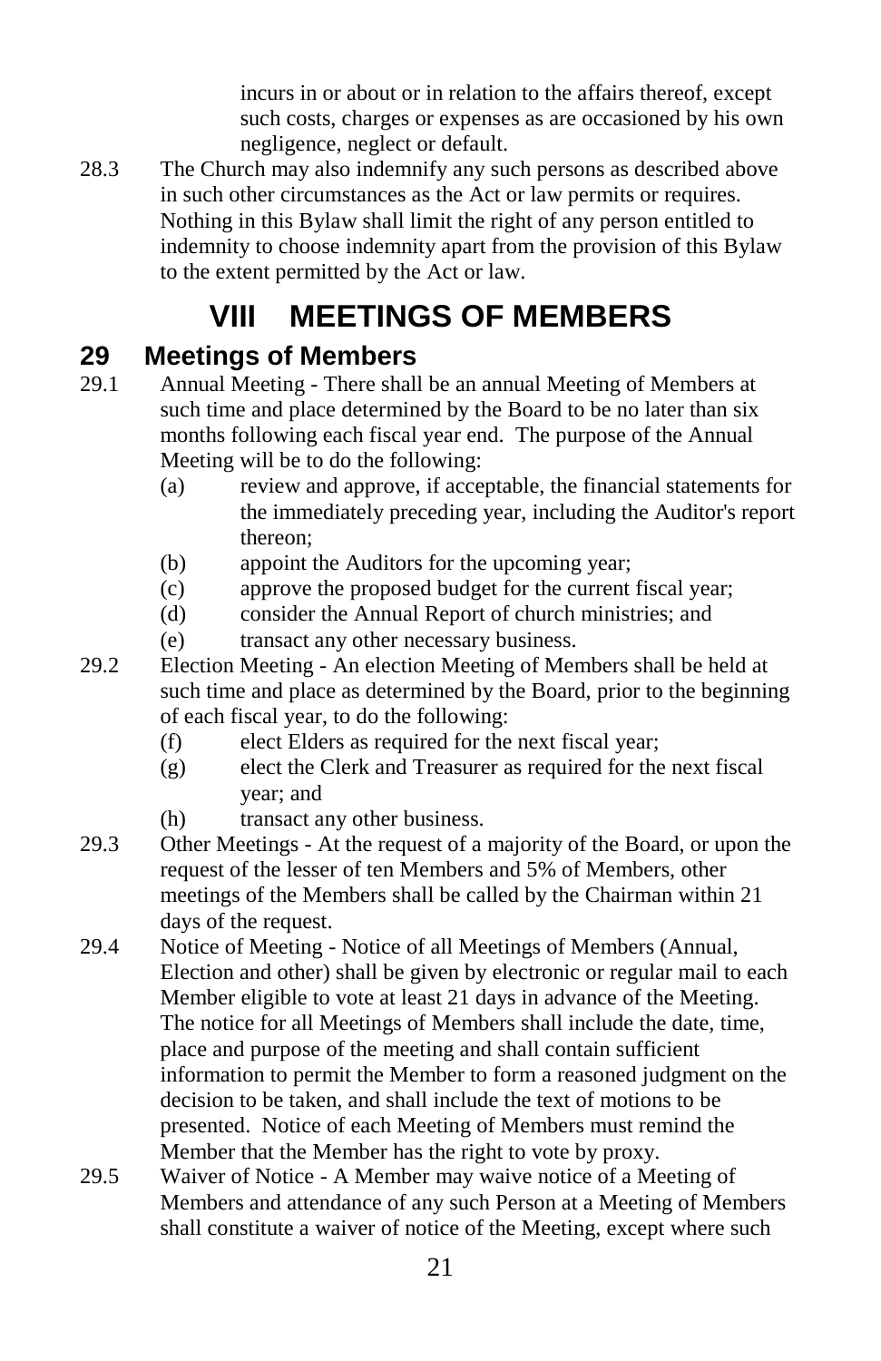incurs in or about or in relation to the affairs thereof, except such costs, charges or expenses as are occasioned by his own negligence, neglect or default.

28.3 The Church may also indemnify any such persons as described above in such other circumstances as the Act or law permits or requires. Nothing in this Bylaw shall limit the right of any person entitled to indemnity to choose indemnity apart from the provision of this Bylaw to the extent permitted by the Act or law.

# VIII MEETINGS OF MEMBERS

## 29 Meetings of Members

29.1 Annual Meeting - There shall be an annual Meeting of Members at such time and place determined by the Board to be no later than six months following each fiscal year end. The purpose of the Annual Meeting will be to do the following:

- (a) review and approve, if acceptable, the financial statements for the immediately preceding year, including the Auditor's report thereon;
- (b) appoint the Auditors for the upcoming year;
- (c) approve the proposed budget for the current fiscal year;
- (d) consider the Annual Report of church ministries; and
- (e) transact any other necessary business.

29.2 Election Meeting - An election Meeting of Members shall be held at such time and place as determined by the Board, prior to the beginning of each fiscal year, to do the following:

- (f) elect Elders as required for the next fiscal year;
- (g) elect the Clerk and Treasurer as required for the next fiscal year; and
- (h) transact any other business.

29.3 Other Meetings - At the request of a majority of the Board, or upon the request of the lesser of ten Members and 5% of Members, other meetings of the Members shall be called by the Chairman within 21 days of the request.

29.4 Notice of Meeting - Notice of all Meetings of Members (Annual, Election and other) shall be given by electronic or regular mail to each Member eligible to vote at least 21 days in advance of the Meeting. The notice for all Meetings of Members shall include the date, time, place and purpose of the meeting and shall contain sufficient information to permit the Member to form a reasoned judgment on the decision to be taken, and shall include the text of motions to be presented. Notice of each Meeting of Members must remind the Member that the Member has the right to vote by proxy.

29.5 Waiver of Notice - A Member may waive notice of a Meeting of Members and attendance of any such Person at a Meeting of Members shall constitute a waiver of notice of the Meeting, except where such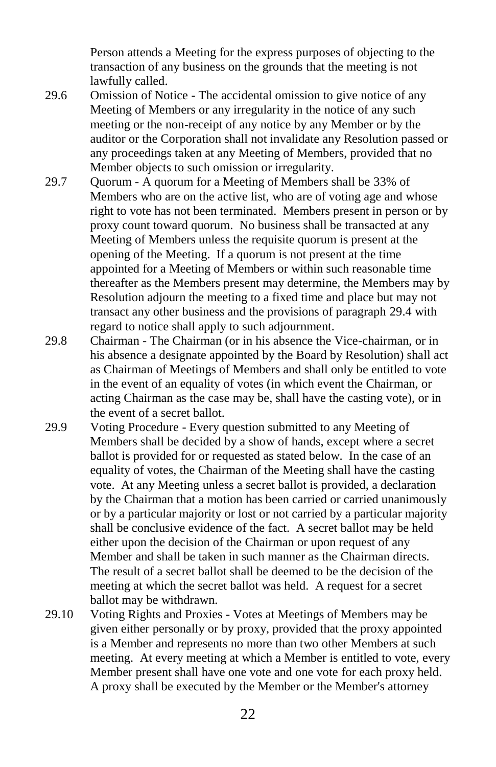Person attends a Meeting for the express purposes of objecting to the transaction of any business on the grounds that the meeting is not lawfully called.

29.6 Omission of Notice - The accidental omission to give notice of any Meeting of Members or any irregularity in the notice of any such meeting or the non-receipt of any notice by any Member or by the auditor or the Corporation shall not invalidate any Resolution passed or any proceedings taken at any Meeting of Members, provided that no Member objects to such omission or irregularity.

29.7 Quorum - A quorum for a Meeting of Members shall be 33% of Members who are on the active list, who are of voting age and whose right to vote has not been terminated. Members present in person or by proxy count toward quorum. No business shall be transacted at any Meeting of Members unless the requisite quorum is present at the opening of the Meeting. If a quorum is not present at the time appointed for a Meeting of Members or within such reasonable time thereafter as the Members present may determine, the Members may by Resolution adjourn the meeting to a fixed time and place but may not transact any other business and the provisions of paragraph 29.4 with regard to notice shall apply to such adjournment.

29.8 Chairman - The Chairman (or in his absence the Vice-chairman, or in his absence a designate appointed by the Board by Resolution) shall act as Chairman of Meetings of Members and shall only be entitled to vote in the event of an equality of votes (in which event the Chairman, or acting Chairman as the case may be, shall have the casting vote), or in the event of a secret ballot.

29.9 Voting Procedure - Every question submitted to any Meeting of Members shall be decided by a show of hands, except where a secret ballot is provided for or requested as stated below. In the case of an equality of votes, the Chairman of the Meeting shall have the casting vote. At any Meeting unless a secret ballot is provided, a declaration by the Chairman that a motion has been carried or carried unanimously or by a particular majority or lost or not carried by a particular majority shall be conclusive evidence of the fact. A secret ballot may be held either upon the decision of the Chairman or upon request of any Member and shall be taken in such manner as the Chairman directs. The result of a secret ballot shall be deemed to be the decision of the meeting at which the secret ballot was held. A request for a secret ballot may be withdrawn.

29.10 Voting Rights and Proxies - Votes at Meetings of Members may be given either personally or by proxy, provided that the proxy appointed is a Member and represents no more than two other Members at such meeting. At every meeting at which a Member is entitled to vote, every Member present shall have one vote and one vote for each proxy held. A proxy shall be executed by the Member or the Member's attorney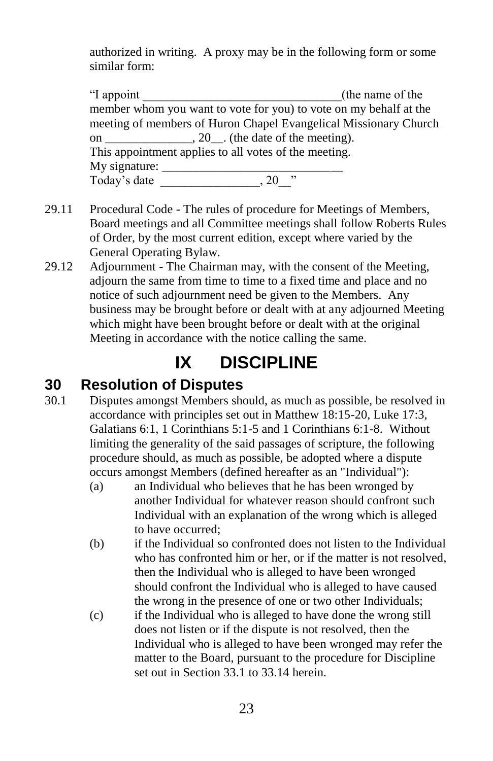authorized in writing. A proxy may be in the following form or some similar form:

> "I appoint ________________________________(the name of the member whom you want to vote for you) to vote on my behalf at the meeting of members of Huron Chapel Evangelical Missionary Church on ______________, 20__. (the date of the meeting).
> This appointment applies to all votes of the meeting.
> My signature: _____________________________
> Today's date ________________, 20__"

29.11 Procedural Code - The rules of procedure for Meetings of Members, Board meetings and all Committee meetings shall follow Roberts Rules of Order, by the most current edition, except where varied by the General Operating Bylaw.

29.12 Adjournment - The Chairman may, with the consent of the Meeting, adjourn the same from time to time to a fixed time and place and no notice of such adjournment need be given to the Members. Any business may be brought before or dealt with at any adjourned Meeting which might have been brought before or dealt with at the original Meeting in accordance with the notice calling the same.

# IX DISCIPLINE

## 30 Resolution of Disputes

30.1 Disputes amongst Members should, as much as possible, be resolved in accordance with principles set out in Matthew 18:15-20, Luke 17:3, Galatians 6:1, 1 Corinthians 5:1-5 and 1 Corinthians 6:1-8. Without limiting the generality of the said passages of scripture, the following procedure should, as much as possible, be adopted where a dispute occurs amongst Members (defined hereafter as an "Individual"):

(a) an Individual who believes that he has been wronged by another Individual for whatever reason should confront such Individual with an explanation of the wrong which is alleged to have occurred;

(b) if the Individual so confronted does not listen to the Individual who has confronted him or her, or if the matter is not resolved, then the Individual who is alleged to have been wronged should confront the Individual who is alleged to have caused the wrong in the presence of one or two other Individuals;

(c) if the Individual who is alleged to have done the wrong still does not listen or if the dispute is not resolved, then the Individual who is alleged to have been wronged may refer the matter to the Board, pursuant to the procedure for Discipline set out in Section 33.1 to 33.14 herein.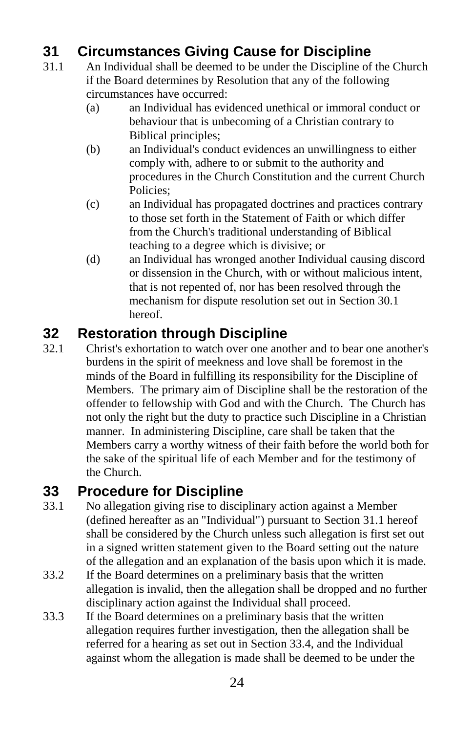## 31 Circumstances Giving Cause for Discipline

31.1 An Individual shall be deemed to be under the Discipline of the Church if the Board determines by Resolution that any of the following circumstances have occurred:

(a) an Individual has evidenced unethical or immoral conduct or behaviour that is unbecoming of a Christian contrary to Biblical principles;

(b) an Individual's conduct evidences an unwillingness to either comply with, adhere to or submit to the authority and procedures in the Church Constitution and the current Church Policies;

(c) an Individual has propagated doctrines and practices contrary to those set forth in the Statement of Faith or which differ from the Church's traditional understanding of Biblical teaching to a degree which is divisive; or

(d) an Individual has wronged another Individual causing discord or dissension in the Church, with or without malicious intent, that is not repented of, nor has been resolved through the mechanism for dispute resolution set out in Section 30.1 hereof.

## 32 Restoration through Discipline

32.1 Christ's exhortation to watch over one another and to bear one another's burdens in the spirit of meekness and love shall be foremost in the minds of the Board in fulfilling its responsibility for the Discipline of Members. The primary aim of Discipline shall be the restoration of the offender to fellowship with God and with the Church. The Church has not only the right but the duty to practice such Discipline in a Christian manner. In administering Discipline, care shall be taken that the Members carry a worthy witness of their faith before the world both for the sake of the spiritual life of each Member and for the testimony of the Church.

## 33 Procedure for Discipline

33.1 No allegation giving rise to disciplinary action against a Member (defined hereafter as an "Individual") pursuant to Section 31.1 hereof shall be considered by the Church unless such allegation is first set out in a signed written statement given to the Board setting out the nature of the allegation and an explanation of the basis upon which it is made.

33.2 If the Board determines on a preliminary basis that the written allegation is invalid, then the allegation shall be dropped and no further disciplinary action against the Individual shall proceed.

33.3 If the Board determines on a preliminary basis that the written allegation requires further investigation, then the allegation shall be referred for a hearing as set out in Section 33.4, and the Individual against whom the allegation is made shall be deemed to be under the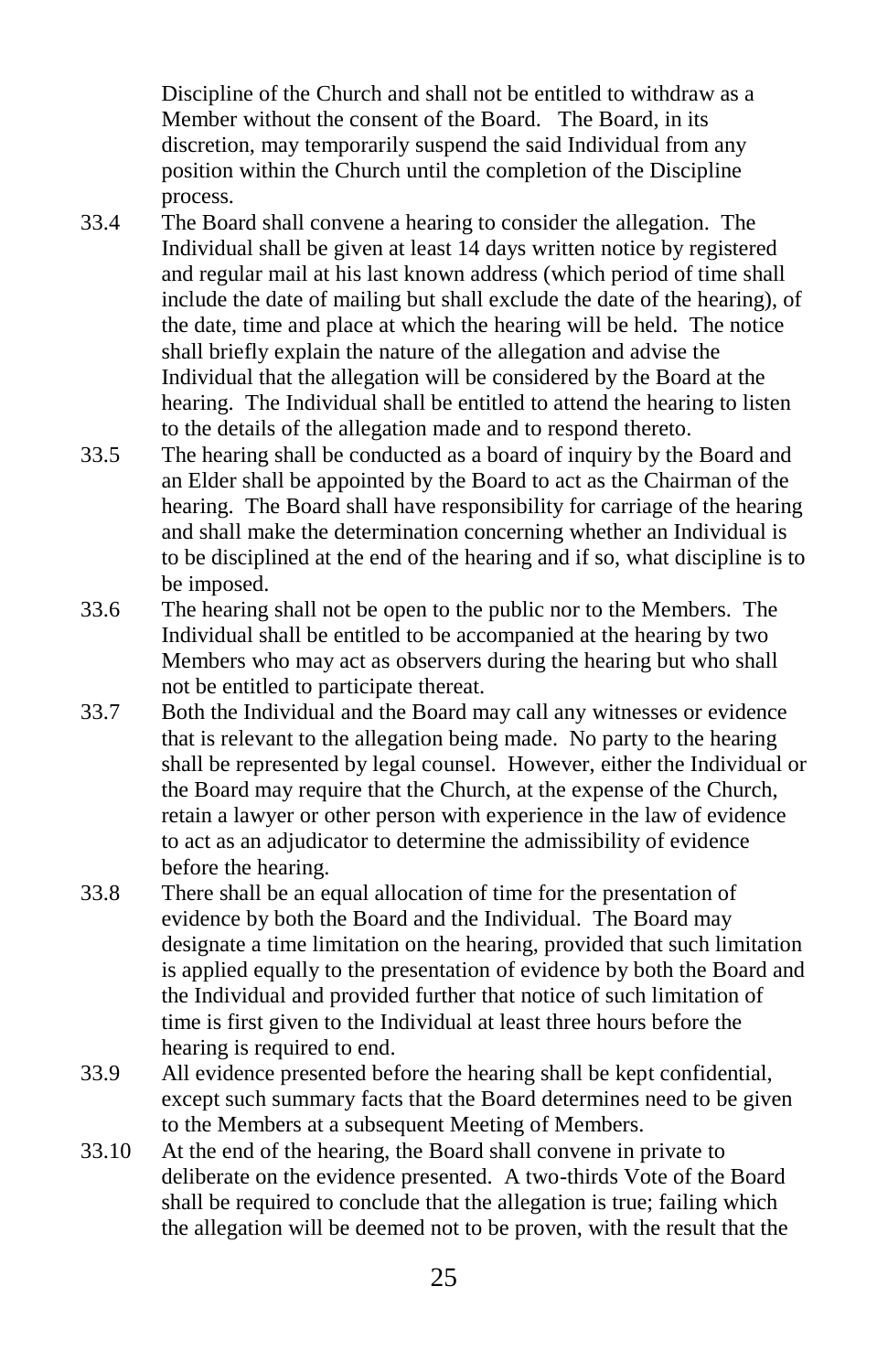Discipline of the Church and shall not be entitled to withdraw as a Member without the consent of the Board. The Board, in its discretion, may temporarily suspend the said Individual from any position within the Church until the completion of the Discipline process.

33.4 The Board shall convene a hearing to consider the allegation. The Individual shall be given at least 14 days written notice by registered and regular mail at his last known address (which period of time shall include the date of mailing but shall exclude the date of the hearing), of the date, time and place at which the hearing will be held. The notice shall briefly explain the nature of the allegation and advise the Individual that the allegation will be considered by the Board at the hearing. The Individual shall be entitled to attend the hearing to listen to the details of the allegation made and to respond thereto.

33.5 The hearing shall be conducted as a board of inquiry by the Board and an Elder shall be appointed by the Board to act as the Chairman of the hearing. The Board shall have responsibility for carriage of the hearing and shall make the determination concerning whether an Individual is to be disciplined at the end of the hearing and if so, what discipline is to be imposed.

33.6 The hearing shall not be open to the public nor to the Members. The Individual shall be entitled to be accompanied at the hearing by two Members who may act as observers during the hearing but who shall not be entitled to participate thereat.

33.7 Both the Individual and the Board may call any witnesses or evidence that is relevant to the allegation being made. No party to the hearing shall be represented by legal counsel. However, either the Individual or the Board may require that the Church, at the expense of the Church, retain a lawyer or other person with experience in the law of evidence to act as an adjudicator to determine the admissibility of evidence before the hearing.

33.8 There shall be an equal allocation of time for the presentation of evidence by both the Board and the Individual. The Board may designate a time limitation on the hearing, provided that such limitation is applied equally to the presentation of evidence by both the Board and the Individual and provided further that notice of such limitation of time is first given to the Individual at least three hours before the hearing is required to end.

33.9 All evidence presented before the hearing shall be kept confidential, except such summary facts that the Board determines need to be given to the Members at a subsequent Meeting of Members.

33.10 At the end of the hearing, the Board shall convene in private to deliberate on the evidence presented. A two-thirds Vote of the Board shall be required to conclude that the allegation is true; failing which the allegation will be deemed not to be proven, with the result that the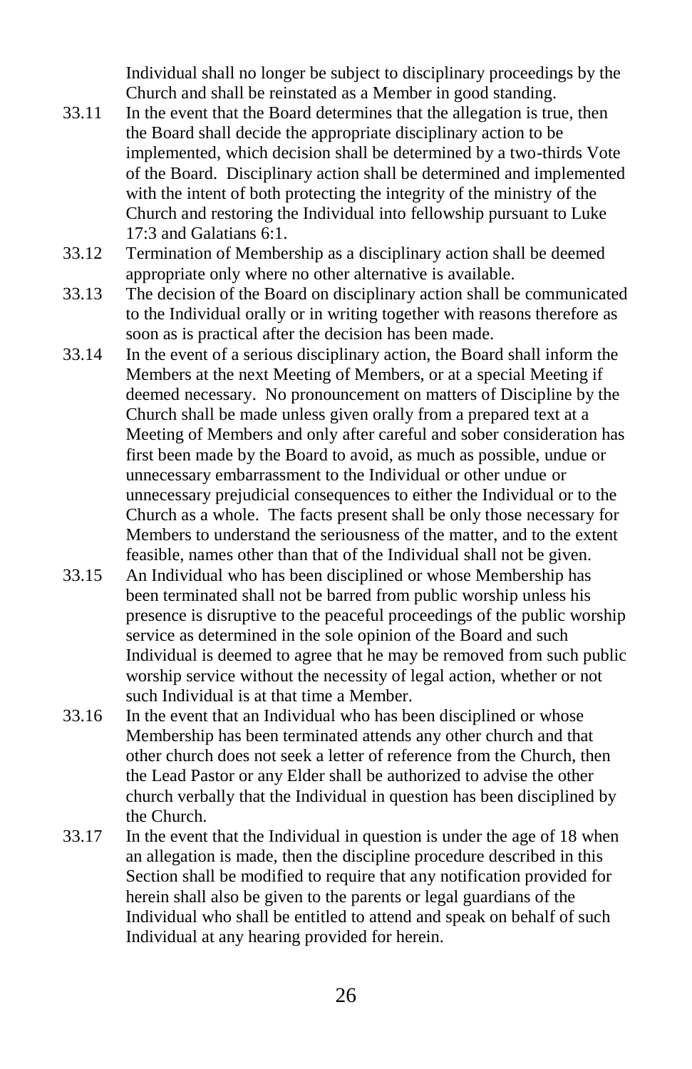Individual shall no longer be subject to disciplinary proceedings by the Church and shall be reinstated as a Member in good standing.

33.11 In the event that the Board determines that the allegation is true, then the Board shall decide the appropriate disciplinary action to be implemented, which decision shall be determined by a two-thirds Vote of the Board. Disciplinary action shall be determined and implemented with the intent of both protecting the integrity of the ministry of the Church and restoring the Individual into fellowship pursuant to Luke 17:3 and Galatians 6:1.

33.12 Termination of Membership as a disciplinary action shall be deemed appropriate only where no other alternative is available.

33.13 The decision of the Board on disciplinary action shall be communicated to the Individual orally or in writing together with reasons therefore as soon as is practical after the decision has been made.

33.14 In the event of a serious disciplinary action, the Board shall inform the Members at the next Meeting of Members, or at a special Meeting if deemed necessary. No pronouncement on matters of Discipline by the Church shall be made unless given orally from a prepared text at a Meeting of Members and only after careful and sober consideration has first been made by the Board to avoid, as much as possible, undue or unnecessary embarrassment to the Individual or other undue or unnecessary prejudicial consequences to either the Individual or to the Church as a whole. The facts present shall be only those necessary for Members to understand the seriousness of the matter, and to the extent feasible, names other than that of the Individual shall not be given.

33.15 An Individual who has been disciplined or whose Membership has been terminated shall not be barred from public worship unless his presence is disruptive to the peaceful proceedings of the public worship service as determined in the sole opinion of the Board and such Individual is deemed to agree that he may be removed from such public worship service without the necessity of legal action, whether or not such Individual is at that time a Member.

33.16 In the event that an Individual who has been disciplined or whose Membership has been terminated attends any other church and that other church does not seek a letter of reference from the Church, then the Lead Pastor or any Elder shall be authorized to advise the other church verbally that the Individual in question has been disciplined by the Church.

33.17 In the event that the Individual in question is under the age of 18 when an allegation is made, then the discipline procedure described in this Section shall be modified to require that any notification provided for herein shall also be given to the parents or legal guardians of the Individual who shall be entitled to attend and speak on behalf of such Individual at any hearing provided for herein.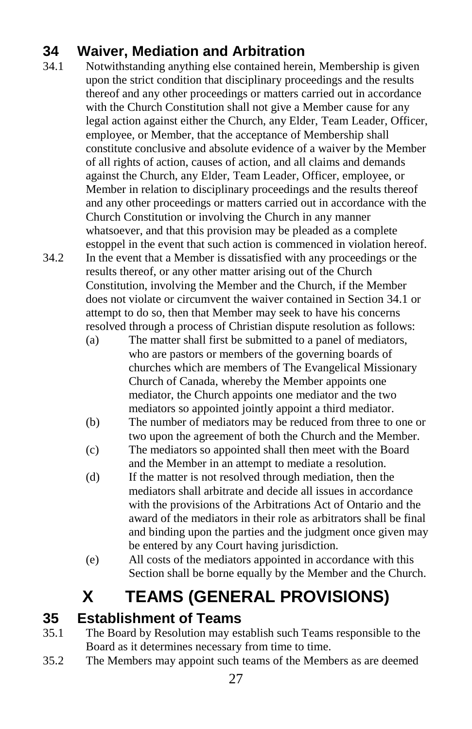## 34 Waiver, Mediation and Arbitration

34.1 Notwithstanding anything else contained herein, Membership is given upon the strict condition that disciplinary proceedings and the results thereof and any other proceedings or matters carried out in accordance with the Church Constitution shall not give a Member cause for any legal action against either the Church, any Elder, Team Leader, Officer, employee, or Member, that the acceptance of Membership shall constitute conclusive and absolute evidence of a waiver by the Member of all rights of action, causes of action, and all claims and demands against the Church, any Elder, Team Leader, Officer, employee, or Member in relation to disciplinary proceedings and the results thereof and any other proceedings or matters carried out in accordance with the Church Constitution or involving the Church in any manner whatsoever, and that this provision may be pleaded as a complete estoppel in the event that such action is commenced in violation hereof.

34.2 In the event that a Member is dissatisfied with any proceedings or the results thereof, or any other matter arising out of the Church Constitution, involving the Member and the Church, if the Member does not violate or circumvent the waiver contained in Section 34.1 or attempt to do so, then that Member may seek to have his concerns resolved through a process of Christian dispute resolution as follows:

- (a) The matter shall first be submitted to a panel of mediators, who are pastors or members of the governing boards of churches which are members of The Evangelical Missionary Church of Canada, whereby the Member appoints one mediator, the Church appoints one mediator and the two mediators so appointed jointly appoint a third mediator.
- (b) The number of mediators may be reduced from three to one or two upon the agreement of both the Church and the Member.
- (c) The mediators so appointed shall then meet with the Board and the Member in an attempt to mediate a resolution.
- (d) If the matter is not resolved through mediation, then the mediators shall arbitrate and decide all issues in accordance with the provisions of the Arbitrations Act of Ontario and the award of the mediators in their role as arbitrators shall be final and binding upon the parties and the judgment once given may be entered by any Court having jurisdiction.
- (e) All costs of the mediators appointed in accordance with this Section shall be borne equally by the Member and the Church.

# X TEAMS (GENERAL PROVISIONS)

## 35 Establishment of Teams

35.1 The Board by Resolution may establish such Teams responsible to the Board as it determines necessary from time to time.

35.2 The Members may appoint such teams of the Members as are deemed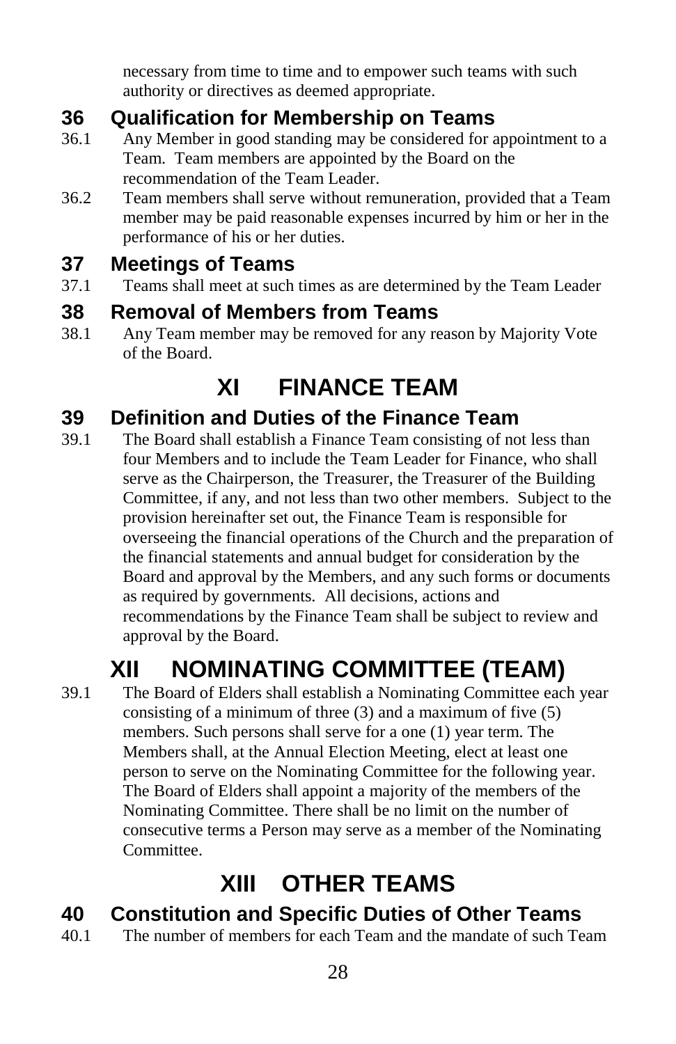necessary from time to time and to empower such teams with such authority or directives as deemed appropriate.

## 36 Qualification for Membership on Teams

36.1 Any Member in good standing may be considered for appointment to a Team. Team members are appointed by the Board on the recommendation of the Team Leader.

36.2 Team members shall serve without remuneration, provided that a Team member may be paid reasonable expenses incurred by him or her in the performance of his or her duties.

## 37 Meetings of Teams

37.1 Teams shall meet at such times as are determined by the Team Leader

## 38 Removal of Members from Teams

38.1 Any Team member may be removed for any reason by Majority Vote of the Board.

# XI FINANCE TEAM

## 39 Definition and Duties of the Finance Team

39.1 The Board shall establish a Finance Team consisting of not less than four Members and to include the Team Leader for Finance, who shall serve as the Chairperson, the Treasurer, the Treasurer of the Building Committee, if any, and not less than two other members. Subject to the provision hereinafter set out, the Finance Team is responsible for overseeing the financial operations of the Church and the preparation of the financial statements and annual budget for consideration by the Board and approval by the Members, and any such forms or documents as required by governments. All decisions, actions and recommendations by the Finance Team shall be subject to review and approval by the Board.

# XII NOMINATING COMMITTEE (TEAM)

39.1 The Board of Elders shall establish a Nominating Committee each year consisting of a minimum of three (3) and a maximum of five (5) members. Such persons shall serve for a one (1) year term. The Members shall, at the Annual Election Meeting, elect at least one person to serve on the Nominating Committee for the following year. The Board of Elders shall appoint a majority of the members of the Nominating Committee. There shall be no limit on the number of consecutive terms a Person may serve as a member of the Nominating Committee.

# XIII OTHER TEAMS

## 40 Constitution and Specific Duties of Other Teams

40.1 The number of members for each Team and the mandate of such Team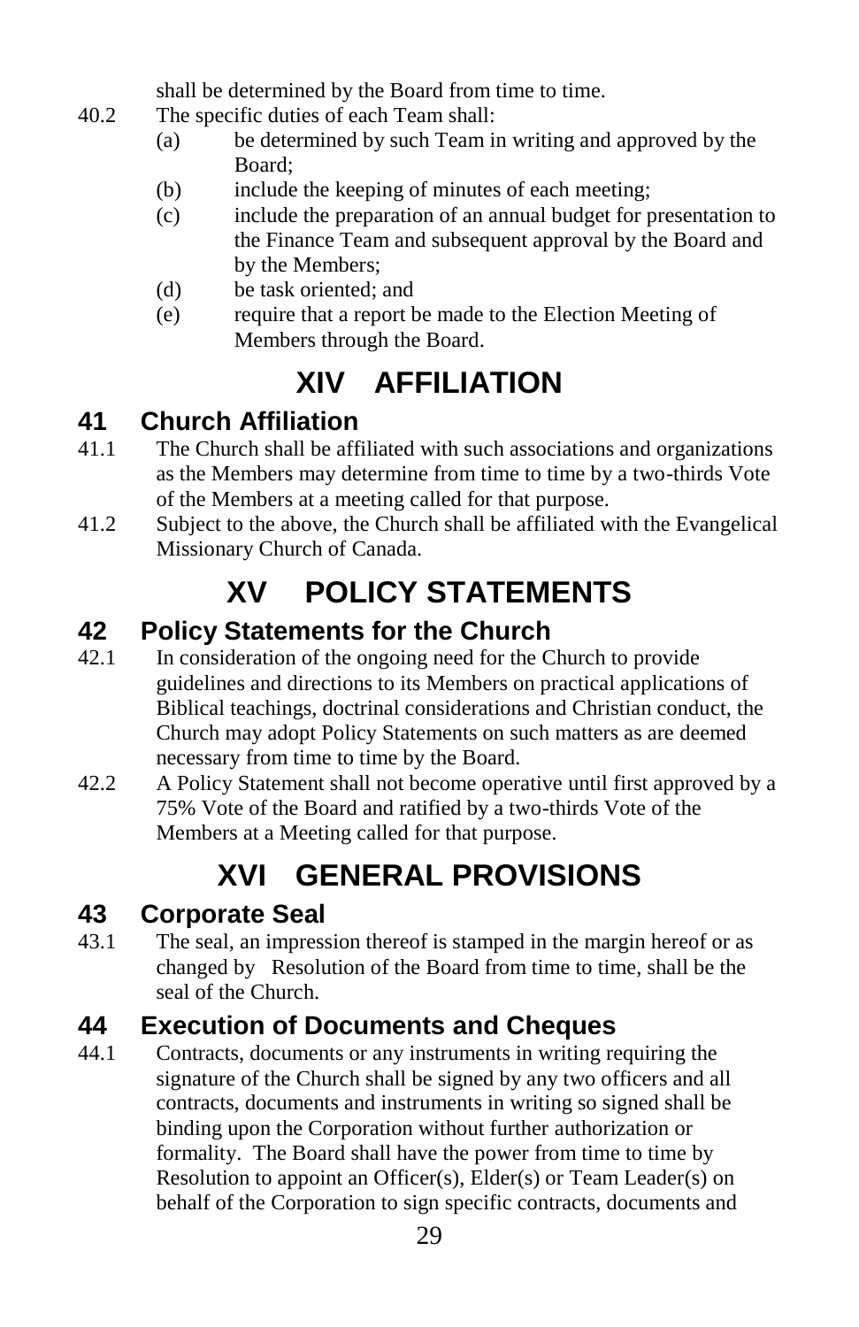shall be determined by the Board from time to time.

40.2 The specific duties of each Team shall:

- (a) be determined by such Team in writing and approved by the Board;
- (b) include the keeping of minutes of each meeting;
- (c) include the preparation of an annual budget for presentation to the Finance Team and subsequent approval by the Board and by the Members;
- (d) be task oriented; and
- (e) require that a report be made to the Election Meeting of Members through the Board.

# XIV AFFILIATION

## 41 Church Affiliation

41.1 The Church shall be affiliated with such associations and organizations as the Members may determine from time to time by a two-thirds Vote of the Members at a meeting called for that purpose.

41.2 Subject to the above, the Church shall be affiliated with the Evangelical Missionary Church of Canada.

# XV POLICY STATEMENTS

## 42 Policy Statements for the Church

42.1 In consideration of the ongoing need for the Church to provide guidelines and directions to its Members on practical applications of Biblical teachings, doctrinal considerations and Christian conduct, the Church may adopt Policy Statements on such matters as are deemed necessary from time to time by the Board.

42.2 A Policy Statement shall not become operative until first approved by a 75% Vote of the Board and ratified by a two-thirds Vote of the Members at a Meeting called for that purpose.

# XVI GENERAL PROVISIONS

## 43 Corporate Seal

43.1 The seal, an impression thereof is stamped in the margin hereof or as changed by Resolution of the Board from time to time, shall be the seal of the Church.

## 44 Execution of Documents and Cheques

44.1 Contracts, documents or any instruments in writing requiring the signature of the Church shall be signed by any two officers and all contracts, documents and instruments in writing so signed shall be binding upon the Corporation without further authorization or formality. The Board shall have the power from time to time by Resolution to appoint an Officer(s), Elder(s) or Team Leader(s) on behalf of the Corporation to sign specific contracts, documents and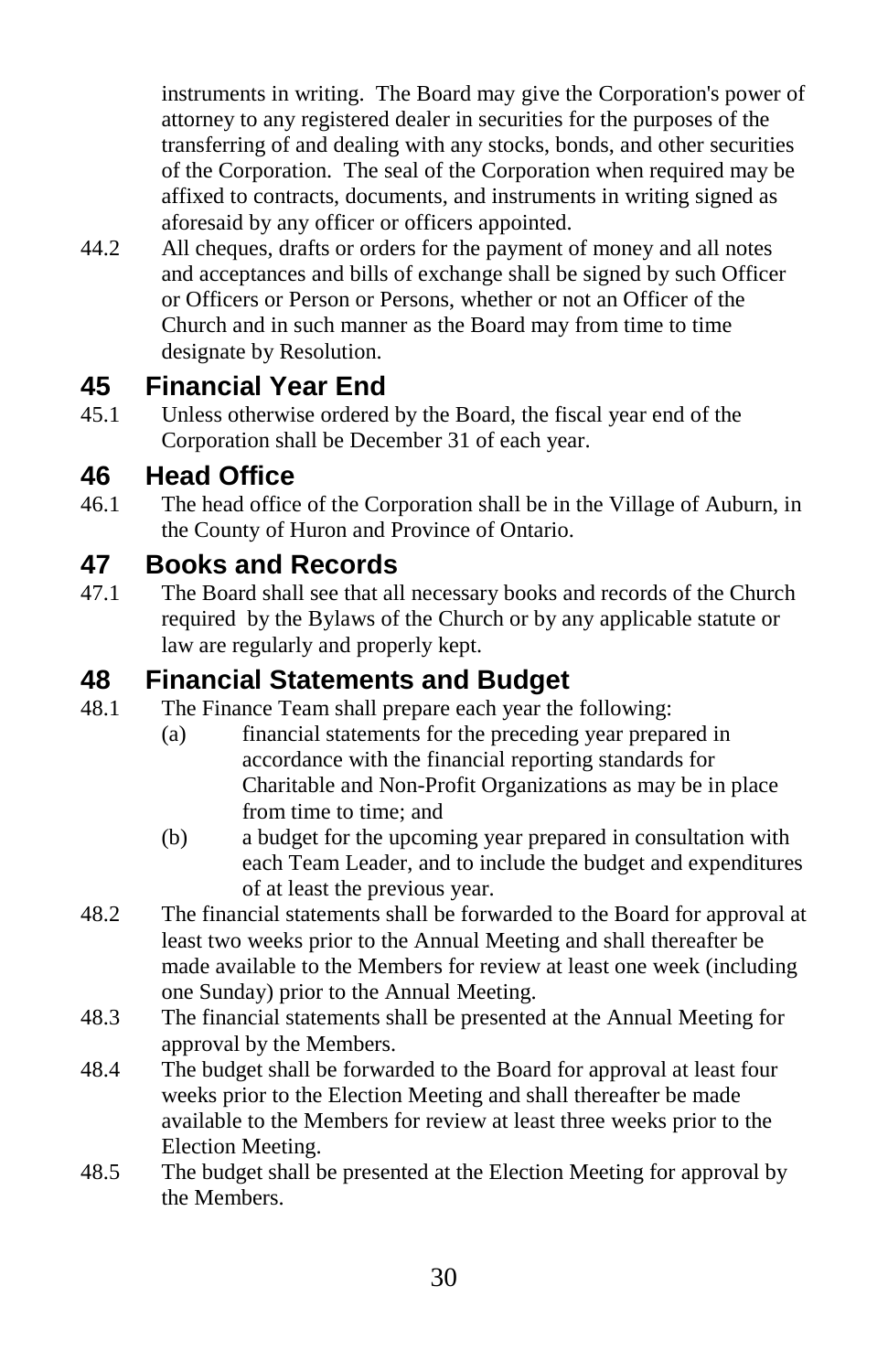instruments in writing. The Board may give the Corporation's power of attorney to any registered dealer in securities for the purposes of the transferring of and dealing with any stocks, bonds, and other securities of the Corporation. The seal of the Corporation when required may be affixed to contracts, documents, and instruments in writing signed as aforesaid by any officer or officers appointed.

44.2 All cheques, drafts or orders for the payment of money and all notes and acceptances and bills of exchange shall be signed by such Officer or Officers or Person or Persons, whether or not an Officer of the Church and in such manner as the Board may from time to time designate by Resolution.

## 45 Financial Year End

45.1 Unless otherwise ordered by the Board, the fiscal year end of the Corporation shall be December 31 of each year.

## 46 Head Office

46.1 The head office of the Corporation shall be in the Village of Auburn, in the County of Huron and Province of Ontario.

## 47 Books and Records

47.1 The Board shall see that all necessary books and records of the Church required by the Bylaws of the Church or by any applicable statute or law are regularly and properly kept.

## 48 Financial Statements and Budget

48.1 The Finance Team shall prepare each year the following:

- (a) financial statements for the preceding year prepared in accordance with the financial reporting standards for Charitable and Non-Profit Organizations as may be in place from time to time; and
- (b) a budget for the upcoming year prepared in consultation with each Team Leader, and to include the budget and expenditures of at least the previous year.

48.2 The financial statements shall be forwarded to the Board for approval at least two weeks prior to the Annual Meeting and shall thereafter be made available to the Members for review at least one week (including one Sunday) prior to the Annual Meeting.

48.3 The financial statements shall be presented at the Annual Meeting for approval by the Members.

48.4 The budget shall be forwarded to the Board for approval at least four weeks prior to the Election Meeting and shall thereafter be made available to the Members for review at least three weeks prior to the Election Meeting.

48.5 The budget shall be presented at the Election Meeting for approval by the Members.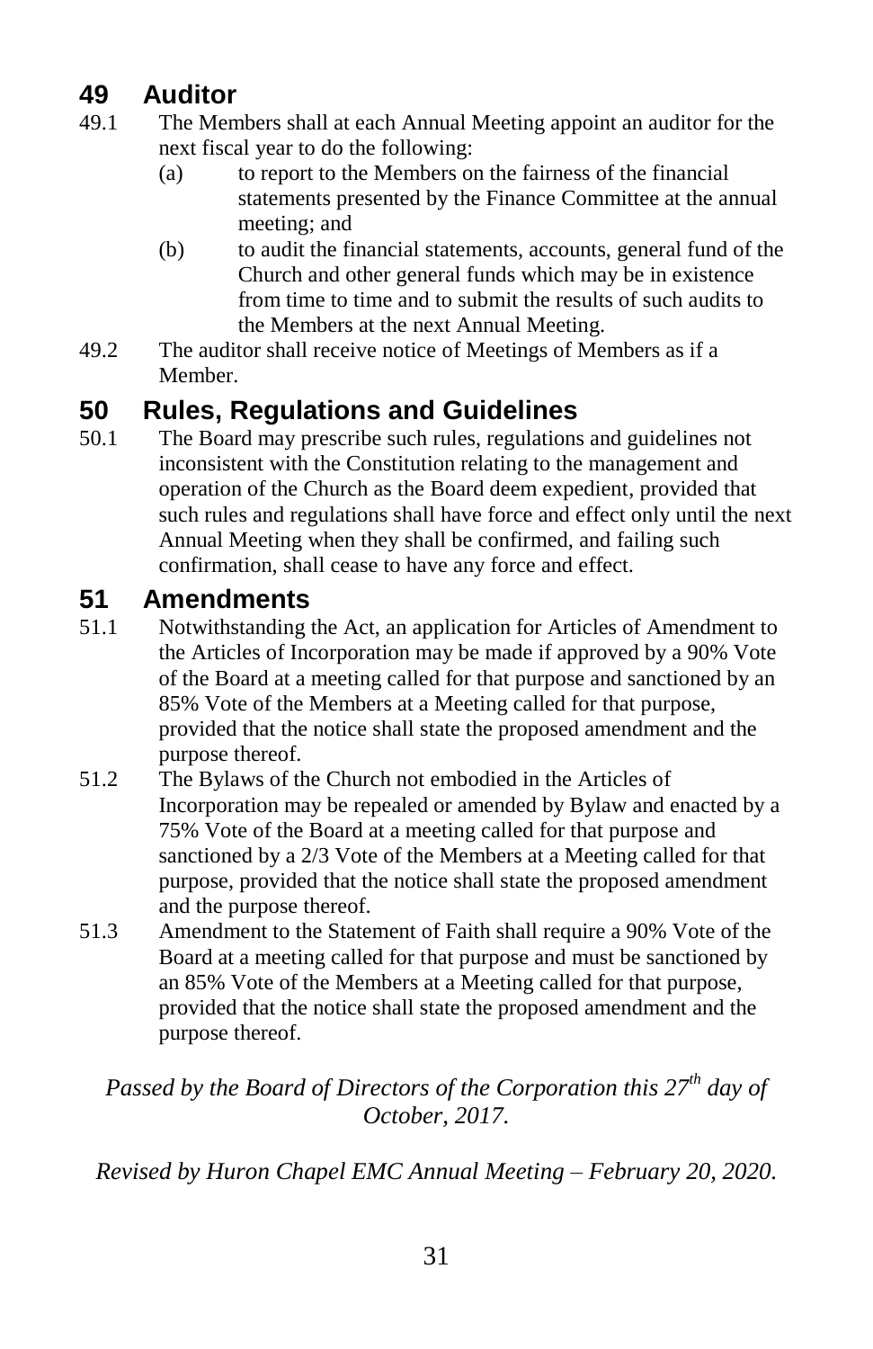## 49 Auditor

49.1 The Members shall at each Annual Meeting appoint an auditor for the next fiscal year to do the following:

(a) to report to the Members on the fairness of the financial statements presented by the Finance Committee at the annual meeting; and

(b) to audit the financial statements, accounts, general fund of the Church and other general funds which may be in existence from time to time and to submit the results of such audits to the Members at the next Annual Meeting.

49.2 The auditor shall receive notice of Meetings of Members as if a Member.

## 50 Rules, Regulations and Guidelines

50.1 The Board may prescribe such rules, regulations and guidelines not inconsistent with the Constitution relating to the management and operation of the Church as the Board deem expedient, provided that such rules and regulations shall have force and effect only until the next Annual Meeting when they shall be confirmed, and failing such confirmation, shall cease to have any force and effect.

## 51 Amendments

51.1 Notwithstanding the Act, an application for Articles of Amendment to the Articles of Incorporation may be made if approved by a 90% Vote of the Board at a meeting called for that purpose and sanctioned by an 85% Vote of the Members at a Meeting called for that purpose, provided that the notice shall state the proposed amendment and the purpose thereof.

51.2 The Bylaws of the Church not embodied in the Articles of Incorporation may be repealed or amended by Bylaw and enacted by a 75% Vote of the Board at a meeting called for that purpose and sanctioned by a 2/3 Vote of the Members at a Meeting called for that purpose, provided that the notice shall state the proposed amendment and the purpose thereof.

51.3 Amendment to the Statement of Faith shall require a 90% Vote of the Board at a meeting called for that purpose and must be sanctioned by an 85% Vote of the Members at a Meeting called for that purpose, provided that the notice shall state the proposed amendment and the purpose thereof.

*Passed by the Board of Directors of the Corporation this 27th day of October, 2017.*

*Revised by Huron Chapel EMC Annual Meeting – February 20, 2020.*